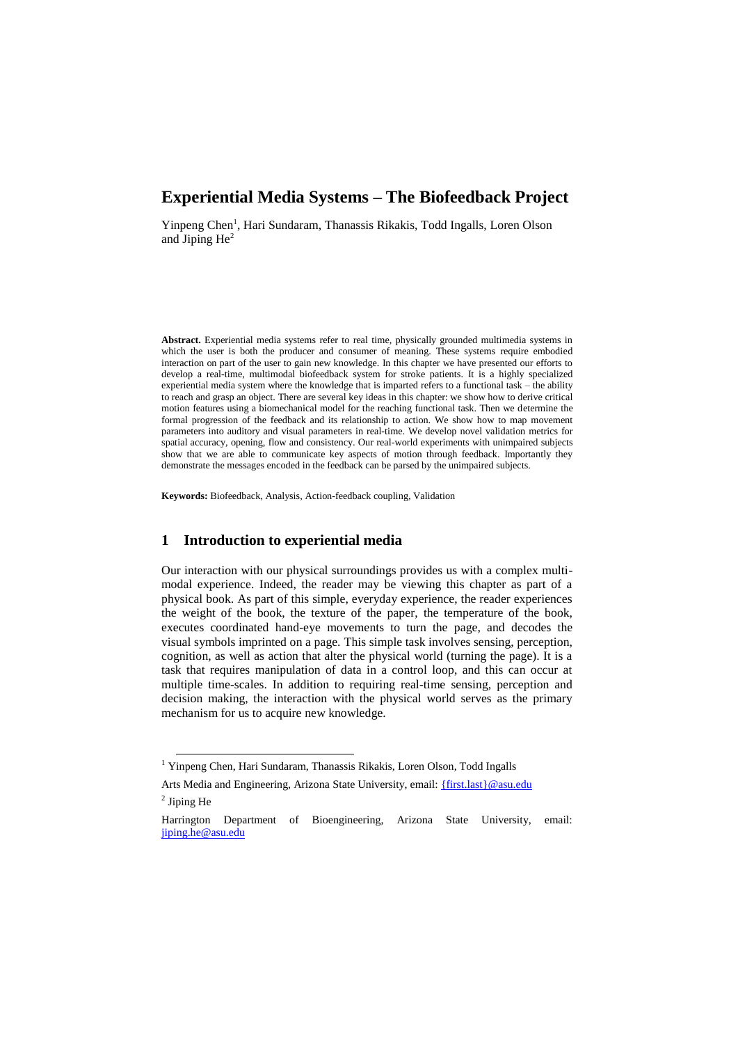# Experiential Media Systems – The Biofeedback Project

Yinpeng Chen[1], Hari Sundaram, Thanassis Rikakis, Todd Ingalls, Loren Olson and Jiping He[2]

**Abstract.** Experiential media systems refer to real time, physically grounded multimedia systems in which the user is both the producer and consumer of meaning. These systems require embodied interaction on part of the user to gain new knowledge. In this chapter we have presented our efforts to develop a real-time, multimodal biofeedback system for stroke patients. It is a highly specialized experiential media system where the knowledge that is imparted refers to a functional task – the ability to reach and grasp an object. There are several key ideas in this chapter: we show how to derive critical motion features using a biomechanical model for the reaching functional task. Then we determine the formal progression of the feedback and its relationship to action. We show how to map movement parameters into auditory and visual parameters in real-time. We develop novel validation metrics for spatial accuracy, opening, flow and consistency. Our real-world experiments with unimpaired subjects show that we are able to communicate key aspects of motion through feedback. Importantly they demonstrate the messages encoded in the feedback can be parsed by the unimpaired subjects.

**Keywords:** Biofeedback, Analysis, Action-feedback coupling, Validation

## 1 Introduction to experiential media

Our interaction with our physical surroundings provides us with a complex multi-modal experience. Indeed, the reader may be viewing this chapter as part of a physical book. As part of this simple, everyday experience, the reader experiences the weight of the book, the texture of the paper, the temperature of the book, executes coordinated hand-eye movements to turn the page, and decodes the visual symbols imprinted on a page. This simple task involves sensing, perception, cognition, as well as action that alter the physical world (turning the page). It is a task that requires manipulation of data in a control loop, and this can occur at multiple time-scales. In addition to requiring real-time sensing, perception and decision making, the interaction with the physical world serves as the primary mechanism for us to acquire new knowledge.

---

[1] Yinpeng Chen, Hari Sundaram, Thanassis Rikakis, Loren Olson, Todd Ingalls

Arts Media and Engineering, Arizona State University, email: {first.last}@asu.edu

[2] Jiping He

Harrington Department of Bioengineering, Arizona State University, email: jiping.he@asu.edu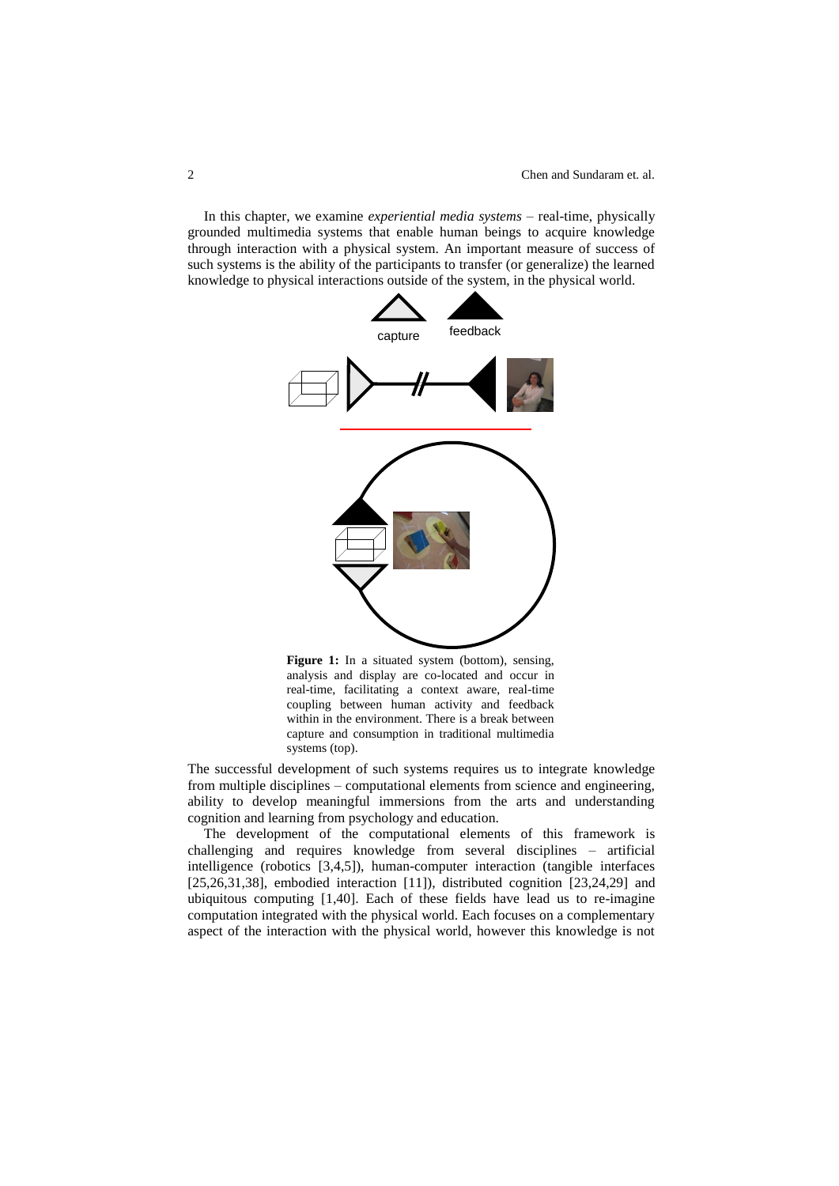In this chapter, we examine *experiential media systems* – real-time, physically grounded multimedia systems that enable human beings to acquire knowledge through interaction with a physical system. An important measure of success of such systems is the ability of the participants to transfer (or generalize) the learned knowledge to physical interactions outside of the system, in the physical world.

**Figure 1:** In a situated system (bottom), sensing, analysis and display are co-located and occur in real-time, facilitating a context aware, real-time coupling between human activity and feedback within in the environment. There is a break between capture and consumption in traditional multimedia systems (top).

The successful development of such systems requires us to integrate knowledge from multiple disciplines – computational elements from science and engineering, ability to develop meaningful immersions from the arts and understanding cognition and learning from psychology and education.

The development of the computational elements of this framework is challenging and requires knowledge from several disciplines – artificial intelligence (robotics [3,4,5]), human-computer interaction (tangible interfaces [25,26,31,38], embodied interaction [11]), distributed cognition [23,24,29] and ubiquitous computing [1,40]. Each of these fields have lead us to re-imagine computation integrated with the physical world. Each focuses on a complementary aspect of the interaction with the physical world, however this knowledge is not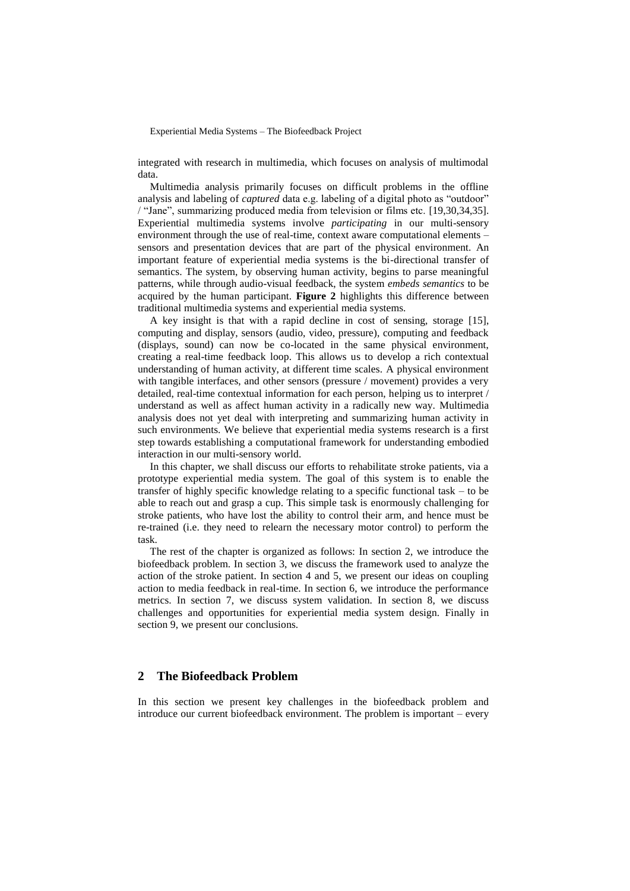integrated with research in multimedia, which focuses on analysis of multimodal data.

Multimedia analysis primarily focuses on difficult problems in the offline analysis and labeling of *captured* data e.g. labeling of a digital photo as "outdoor" / "Jane", summarizing produced media from television or films etc. [19,30,34,35]. Experiential multimedia systems involve *participating* in our multi-sensory environment through the use of real-time, context aware computational elements – sensors and presentation devices that are part of the physical environment. An important feature of experiential media systems is the bi-directional transfer of semantics. The system, by observing human activity, begins to parse meaningful patterns, while through audio-visual feedback, the system *embeds semantics* to be acquired by the human participant. **Figure 2** highlights this difference between traditional multimedia systems and experiential media systems.

A key insight is that with a rapid decline in cost of sensing, storage [15], computing and display, sensors (audio, video, pressure), computing and feedback (displays, sound) can now be co-located in the same physical environment, creating a real-time feedback loop. This allows us to develop a rich contextual understanding of human activity, at different time scales. A physical environment with tangible interfaces, and other sensors (pressure / movement) provides a very detailed, real-time contextual information for each person, helping us to interpret / understand as well as affect human activity in a radically new way. Multimedia analysis does not yet deal with interpreting and summarizing human activity in such environments. We believe that experiential media systems research is a first step towards establishing a computational framework for understanding embodied interaction in our multi-sensory world.

In this chapter, we shall discuss our efforts to rehabilitate stroke patients, via a prototype experiential media system. The goal of this system is to enable the transfer of highly specific knowledge relating to a specific functional task – to be able to reach out and grasp a cup. This simple task is enormously challenging for stroke patients, who have lost the ability to control their arm, and hence must be re-trained (i.e. they need to relearn the necessary motor control) to perform the task.

The rest of the chapter is organized as follows: In section 2, we introduce the biofeedback problem. In section 3, we discuss the framework used to analyze the action of the stroke patient. In section 4 and 5, we present our ideas on coupling action to media feedback in real-time. In section 6, we introduce the performance metrics. In section 7, we discuss system validation. In section 8, we discuss challenges and opportunities for experiential media system design. Finally in section 9, we present our conclusions.

## 2 The Biofeedback Problem

In this section we present key challenges in the biofeedback problem and introduce our current biofeedback environment. The problem is important – every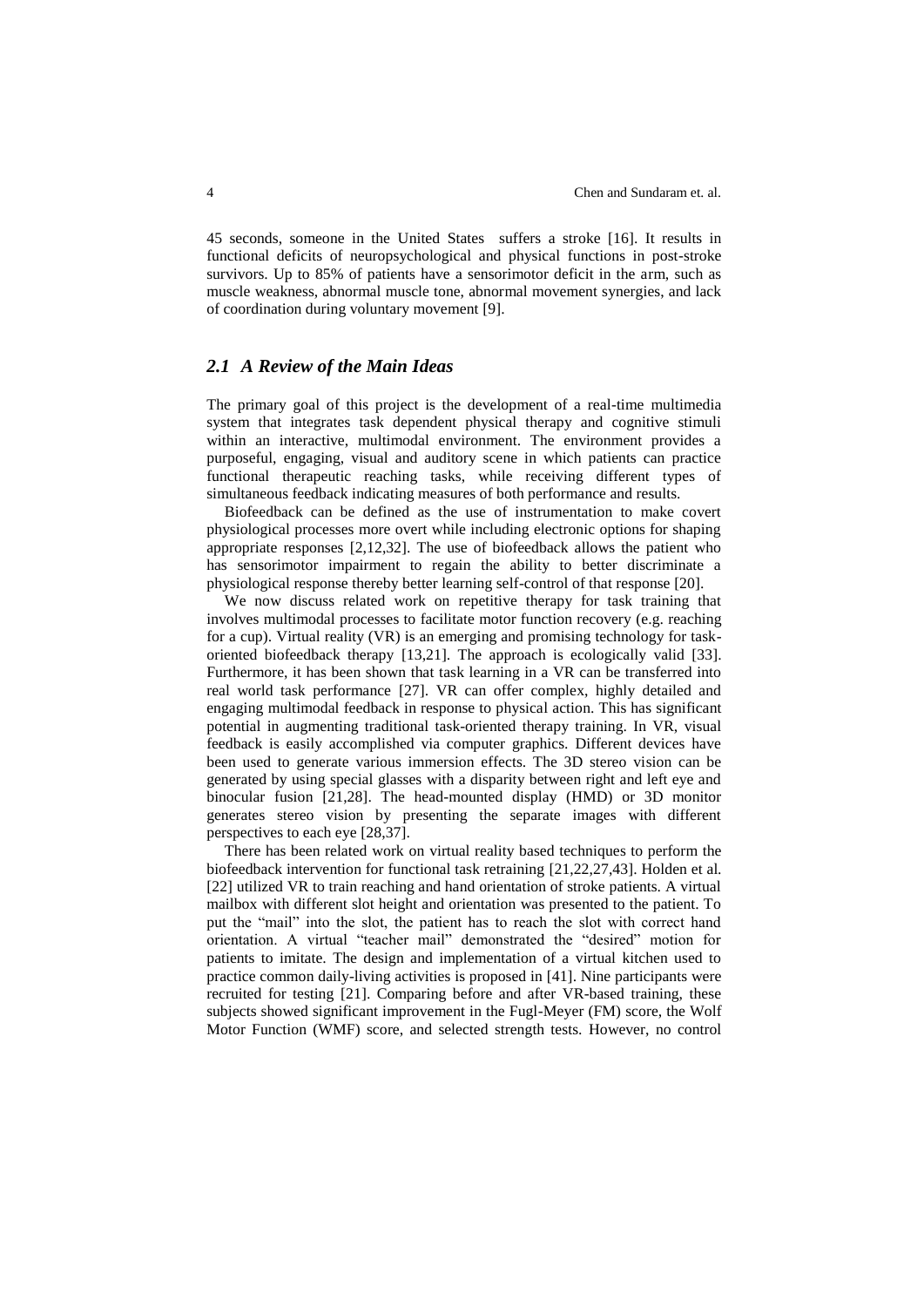45 seconds, someone in the United States suffers a stroke [16]. It results in functional deficits of neuropsychological and physical functions in post-stroke survivors. Up to 85% of patients have a sensorimotor deficit in the arm, such as muscle weakness, abnormal muscle tone, abnormal movement synergies, and lack of coordination during voluntary movement [9].

## *2.1 A Review of the Main Ideas*

The primary goal of this project is the development of a real-time multimedia system that integrates task dependent physical therapy and cognitive stimuli within an interactive, multimodal environment. The environment provides a purposeful, engaging, visual and auditory scene in which patients can practice functional therapeutic reaching tasks, while receiving different types of simultaneous feedback indicating measures of both performance and results.

Biofeedback can be defined as the use of instrumentation to make covert physiological processes more overt while including electronic options for shaping appropriate responses [2,12,32]. The use of biofeedback allows the patient who has sensorimotor impairment to regain the ability to better discriminate a physiological response thereby better learning self-control of that response [20].

We now discuss related work on repetitive therapy for task training that involves multimodal processes to facilitate motor function recovery (e.g. reaching for a cup). Virtual reality (VR) is an emerging and promising technology for task-oriented biofeedback therapy [13,21]. The approach is ecologically valid [33]. Furthermore, it has been shown that task learning in a VR can be transferred into real world task performance [27]. VR can offer complex, highly detailed and engaging multimodal feedback in response to physical action. This has significant potential in augmenting traditional task-oriented therapy training. In VR, visual feedback is easily accomplished via computer graphics. Different devices have been used to generate various immersion effects. The 3D stereo vision can be generated by using special glasses with a disparity between right and left eye and binocular fusion [21,28]. The head-mounted display (HMD) or 3D monitor generates stereo vision by presenting the separate images with different perspectives to each eye [28,37].

There has been related work on virtual reality based techniques to perform the biofeedback intervention for functional task retraining [21,22,27,43]. Holden et al. [22] utilized VR to train reaching and hand orientation of stroke patients. A virtual mailbox with different slot height and orientation was presented to the patient. To put the "mail" into the slot, the patient has to reach the slot with correct hand orientation. A virtual "teacher mail" demonstrated the "desired" motion for patients to imitate. The design and implementation of a virtual kitchen used to practice common daily-living activities is proposed in [41]. Nine participants were recruited for testing [21]. Comparing before and after VR-based training, these subjects showed significant improvement in the Fugl-Meyer (FM) score, the Wolf Motor Function (WMF) score, and selected strength tests. However, no control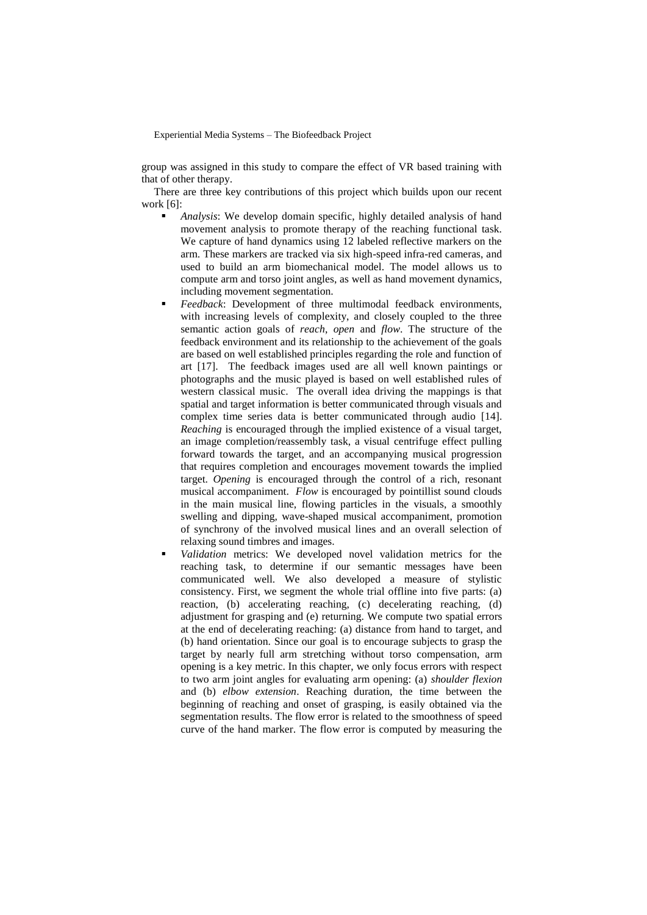group was assigned in this study to compare the effect of VR based training with that of other therapy.

There are three key contributions of this project which builds upon our recent work [6]:

- *Analysis*: We develop domain specific, highly detailed analysis of hand movement analysis to promote therapy of the reaching functional task. We capture of hand dynamics using 12 labeled reflective markers on the arm. These markers are tracked via six high-speed infra-red cameras, and used to build an arm biomechanical model. The model allows us to compute arm and torso joint angles, as well as hand movement dynamics, including movement segmentation.
- *Feedback*: Development of three multimodal feedback environments, with increasing levels of complexity, and closely coupled to the three semantic action goals of *reach*, *open* and *flow*. The structure of the feedback environment and its relationship to the achievement of the goals are based on well established principles regarding the role and function of art [17]. The feedback images used are all well known paintings or photographs and the music played is based on well established rules of western classical music. The overall idea driving the mappings is that spatial and target information is better communicated through visuals and complex time series data is better communicated through audio [14]. *Reaching* is encouraged through the implied existence of a visual target, an image completion/reassembly task, a visual centrifuge effect pulling forward towards the target, and an accompanying musical progression that requires completion and encourages movement towards the implied target. *Opening* is encouraged through the control of a rich, resonant musical accompaniment. *Flow* is encouraged by pointillist sound clouds in the main musical line, flowing particles in the visuals, a smoothly swelling and dipping, wave-shaped musical accompaniment, promotion of synchrony of the involved musical lines and an overall selection of relaxing sound timbres and images.
- *Validation* metrics: We developed novel validation metrics for the reaching task, to determine if our semantic messages have been communicated well. We also developed a measure of stylistic consistency. First, we segment the whole trial offline into five parts: (a) reaction, (b) accelerating reaching, (c) decelerating reaching, (d) adjustment for grasping and (e) returning. We compute two spatial errors at the end of decelerating reaching: (a) distance from hand to target, and (b) hand orientation. Since our goal is to encourage subjects to grasp the target by nearly full arm stretching without torso compensation, arm opening is a key metric. In this chapter, we only focus errors with respect to two arm joint angles for evaluating arm opening: (a) *shoulder flexion* and (b) *elbow extension*. Reaching duration, the time between the beginning of reaching and onset of grasping, is easily obtained via the segmentation results. The flow error is related to the smoothness of speed curve of the hand marker. The flow error is computed by measuring the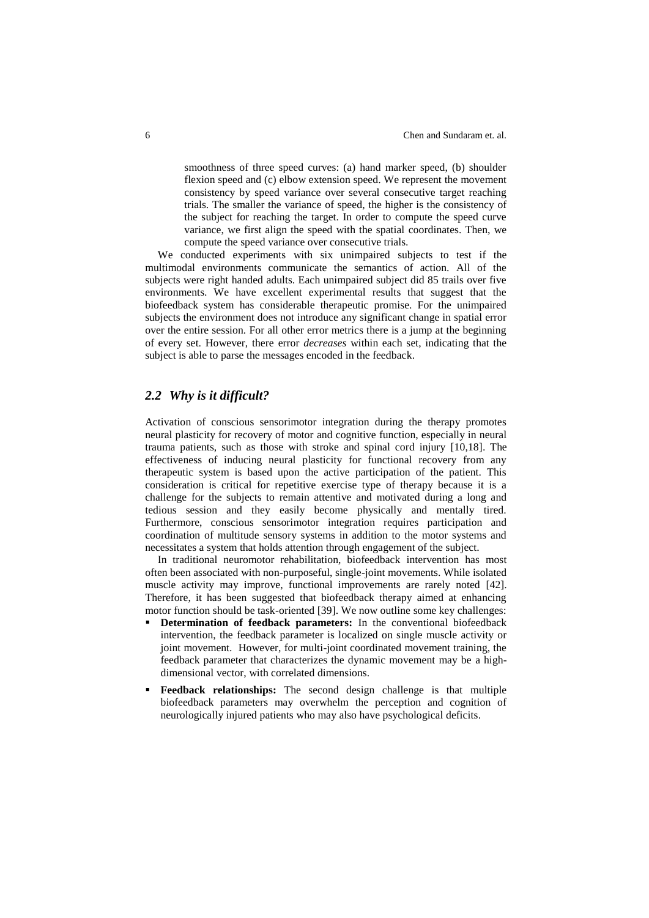smoothness of three speed curves: (a) hand marker speed, (b) shoulder flexion speed and (c) elbow extension speed. We represent the movement consistency by speed variance over several consecutive target reaching trials. The smaller the variance of speed, the higher is the consistency of the subject for reaching the target. In order to compute the speed curve variance, we first align the speed with the spatial coordinates. Then, we compute the speed variance over consecutive trials.

We conducted experiments with six unimpaired subjects to test if the multimodal environments communicate the semantics of action. All of the subjects were right handed adults. Each unimpaired subject did 85 trails over five environments. We have excellent experimental results that suggest that the biofeedback system has considerable therapeutic promise. For the unimpaired subjects the environment does not introduce any significant change in spatial error over the entire session. For all other error metrics there is a jump at the beginning of every set. However, there error *decreases* within each set, indicating that the subject is able to parse the messages encoded in the feedback.

## *2.2 Why is it difficult?*

Activation of conscious sensorimotor integration during the therapy promotes neural plasticity for recovery of motor and cognitive function, especially in neural trauma patients, such as those with stroke and spinal cord injury [10,18]. The effectiveness of inducing neural plasticity for functional recovery from any therapeutic system is based upon the active participation of the patient. This consideration is critical for repetitive exercise type of therapy because it is a challenge for the subjects to remain attentive and motivated during a long and tedious session and they easily become physically and mentally tired. Furthermore, conscious sensorimotor integration requires participation and coordination of multitude sensory systems in addition to the motor systems and necessitates a system that holds attention through engagement of the subject.

In traditional neuromotor rehabilitation, biofeedback intervention has most often been associated with non-purposeful, single-joint movements. While isolated muscle activity may improve, functional improvements are rarely noted [42]. Therefore, it has been suggested that biofeedback therapy aimed at enhancing motor function should be task-oriented [39]. We now outline some key challenges:

- **Determination of feedback parameters:** In the conventional biofeedback intervention, the feedback parameter is localized on single muscle activity or joint movement. However, for multi-joint coordinated movement training, the feedback parameter that characterizes the dynamic movement may be a high-dimensional vector, with correlated dimensions.
- **Feedback relationships:** The second design challenge is that multiple biofeedback parameters may overwhelm the perception and cognition of neurologically injured patients who may also have psychological deficits.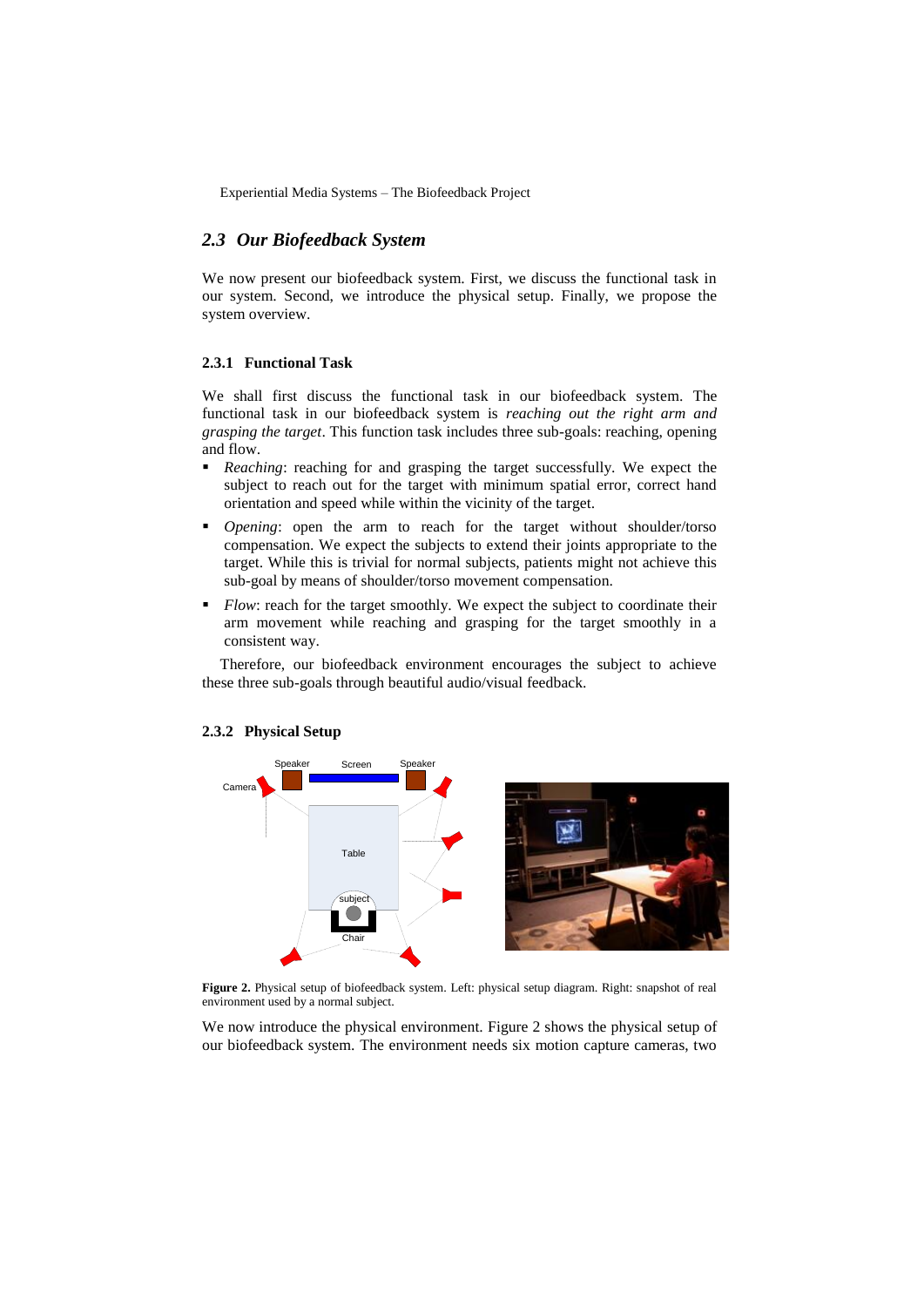## 2.3 *Our Biofeedback System*

We now present our biofeedback system. First, we discuss the functional task in our system. Second, we introduce the physical setup. Finally, we propose the system overview.

### 2.3.1 Functional Task

We shall first discuss the functional task in our biofeedback system. The functional task in our biofeedback system is *reaching out the right arm and grasping the target*. This function task includes three sub-goals: reaching, opening and flow.

- *Reaching*: reaching for and grasping the target successfully. We expect the subject to reach out for the target with minimum spatial error, correct hand orientation and speed while within the vicinity of the target.
- *Opening*: open the arm to reach for the target without shoulder/torso compensation. We expect the subjects to extend their joints appropriate to the target. While this is trivial for normal subjects, patients might not achieve this sub-goal by means of shoulder/torso movement compensation.
- *Flow*: reach for the target smoothly. We expect the subject to coordinate their arm movement while reaching and grasping for the target smoothly in a consistent way.

Therefore, our biofeedback environment encourages the subject to achieve these three sub-goals through beautiful audio/visual feedback.

### 2.3.2 Physical Setup

**Figure 2.** Physical setup of biofeedback system. Left: physical setup diagram. Right: snapshot of real environment used by a normal subject.

We now introduce the physical environment. Figure 2 shows the physical setup of our biofeedback system. The environment needs six motion capture cameras, two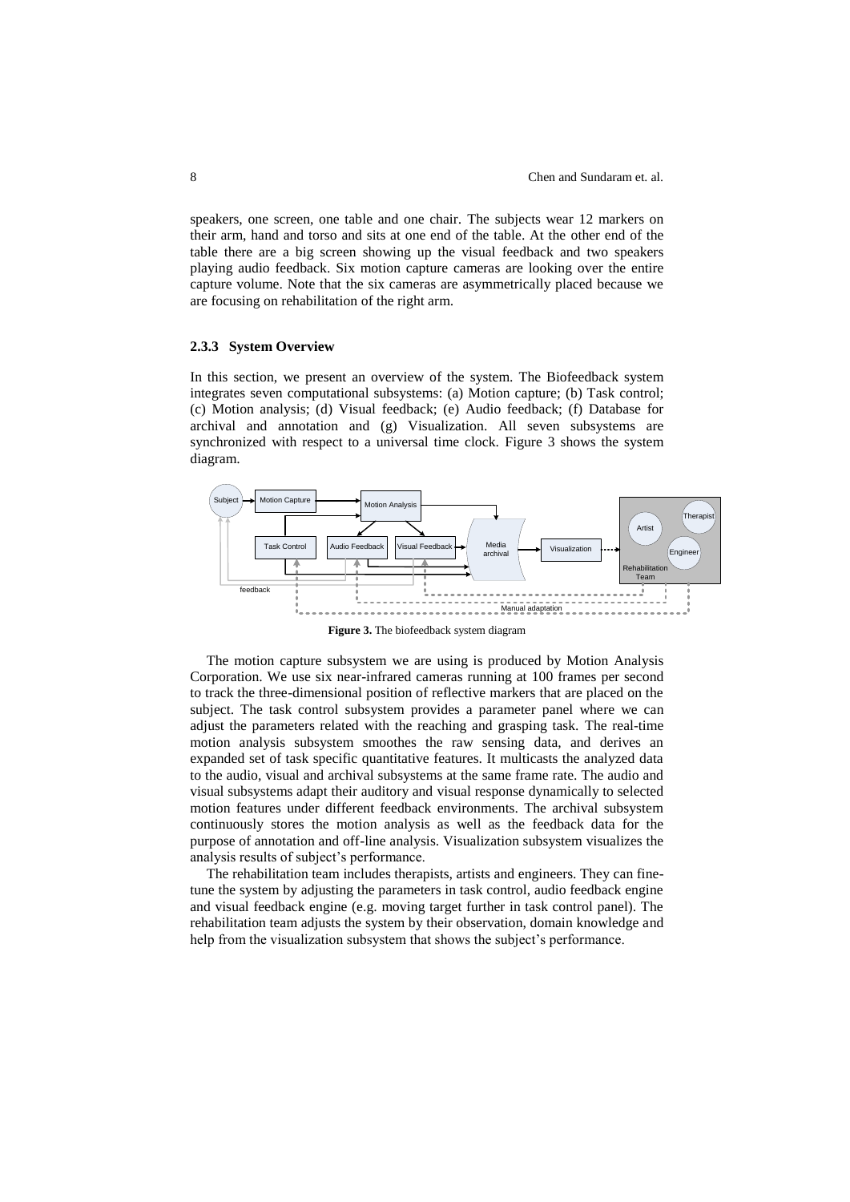speakers, one screen, one table and one chair. The subjects wear 12 markers on their arm, hand and torso and sits at one end of the table. At the other end of the table there are a big screen showing up the visual feedback and two speakers playing audio feedback. Six motion capture cameras are looking over the entire capture volume. Note that the six cameras are asymmetrically placed because we are focusing on rehabilitation of the right arm.

### 2.3.3 System Overview

In this section, we present an overview of the system. The Biofeedback system integrates seven computational subsystems: (a) Motion capture; (b) Task control; (c) Motion analysis; (d) Visual feedback; (e) Audio feedback; (f) Database for archival and annotation and (g) Visualization. All seven subsystems are synchronized with respect to a universal time clock. Figure 3 shows the system diagram.

**Figure 3.** The biofeedback system diagram

The motion capture subsystem we are using is produced by Motion Analysis Corporation. We use six near-infrared cameras running at 100 frames per second to track the three-dimensional position of reflective markers that are placed on the subject. The task control subsystem provides a parameter panel where we can adjust the parameters related with the reaching and grasping task. The real-time motion analysis subsystem smoothes the raw sensing data, and derives an expanded set of task specific quantitative features. It multicasts the analyzed data to the audio, visual and archival subsystems at the same frame rate. The audio and visual subsystems adapt their auditory and visual response dynamically to selected motion features under different feedback environments. The archival subsystem continuously stores the motion analysis as well as the feedback data for the purpose of annotation and off-line analysis. Visualization subsystem visualizes the analysis results of subject's performance.

The rehabilitation team includes therapists, artists and engineers. They can fine-tune the system by adjusting the parameters in task control, audio feedback engine and visual feedback engine (e.g. moving target further in task control panel). The rehabilitation team adjusts the system by their observation, domain knowledge and help from the visualization subsystem that shows the subject's performance.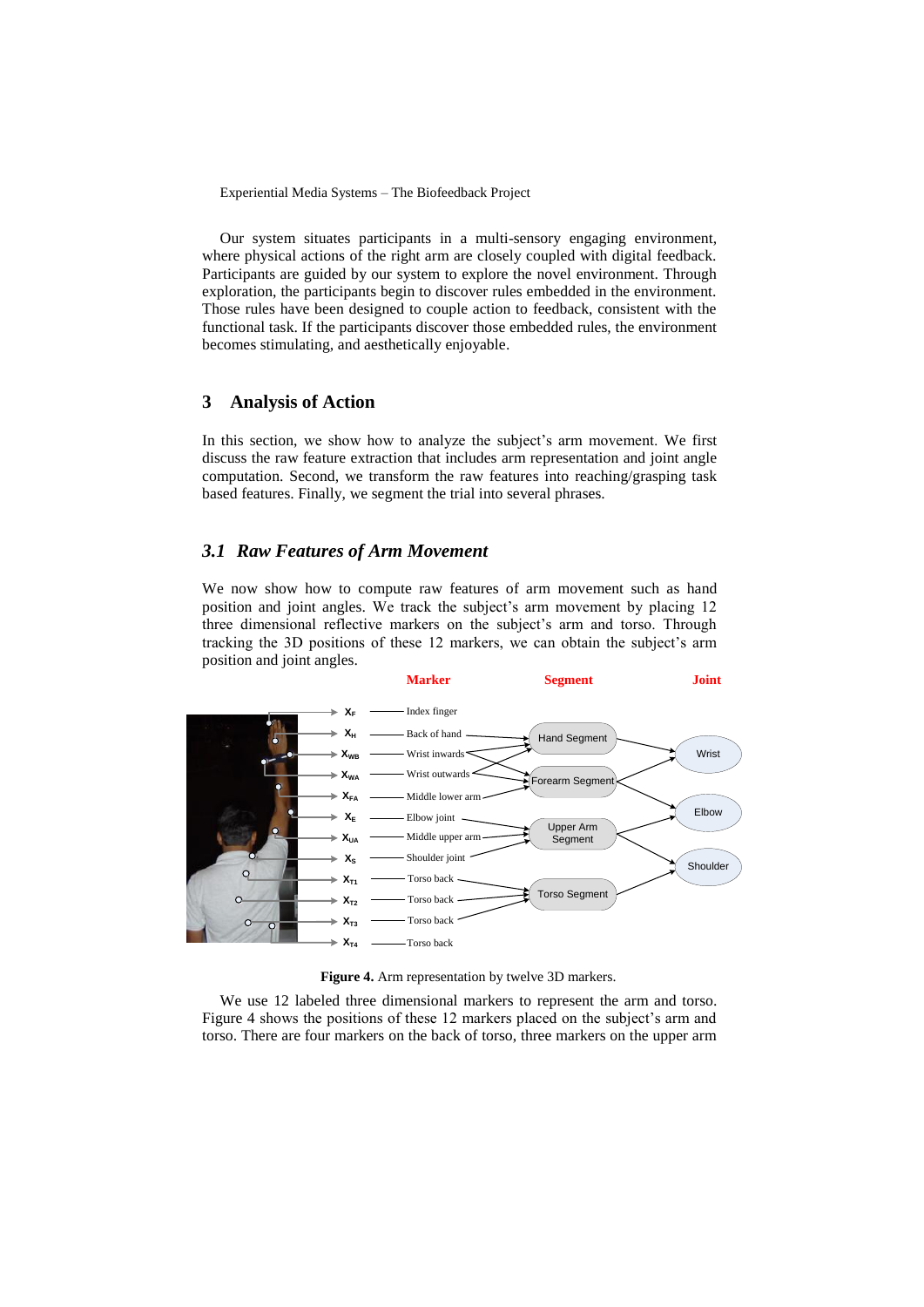Our system situates participants in a multi-sensory engaging environment, where physical actions of the right arm are closely coupled with digital feedback. Participants are guided by our system to explore the novel environment. Through exploration, the participants begin to discover rules embedded in the environment. Those rules have been designed to couple action to feedback, consistent with the functional task. If the participants discover those embedded rules, the environment becomes stimulating, and aesthetically enjoyable.

## 3 Analysis of Action

In this section, we show how to analyze the subject's arm movement. We first discuss the raw feature extraction that includes arm representation and joint angle computation. Second, we transform the raw features into reaching/grasping task based features. Finally, we segment the trial into several phrases.

### *3.1 Raw Features of Arm Movement*

We now show how to compute raw features of arm movement such as hand position and joint angles. We track the subject's arm movement by placing 12 three dimensional reflective markers on the subject's arm and torso. Through tracking the 3D positions of these 12 markers, we can obtain the subject's arm position and joint angles.

**Figure 4.** Arm representation by twelve 3D markers.

We use 12 labeled three dimensional markers to represent the arm and torso. Figure 4 shows the positions of these 12 markers placed on the subject's arm and torso. There are four markers on the back of torso, three markers on the upper arm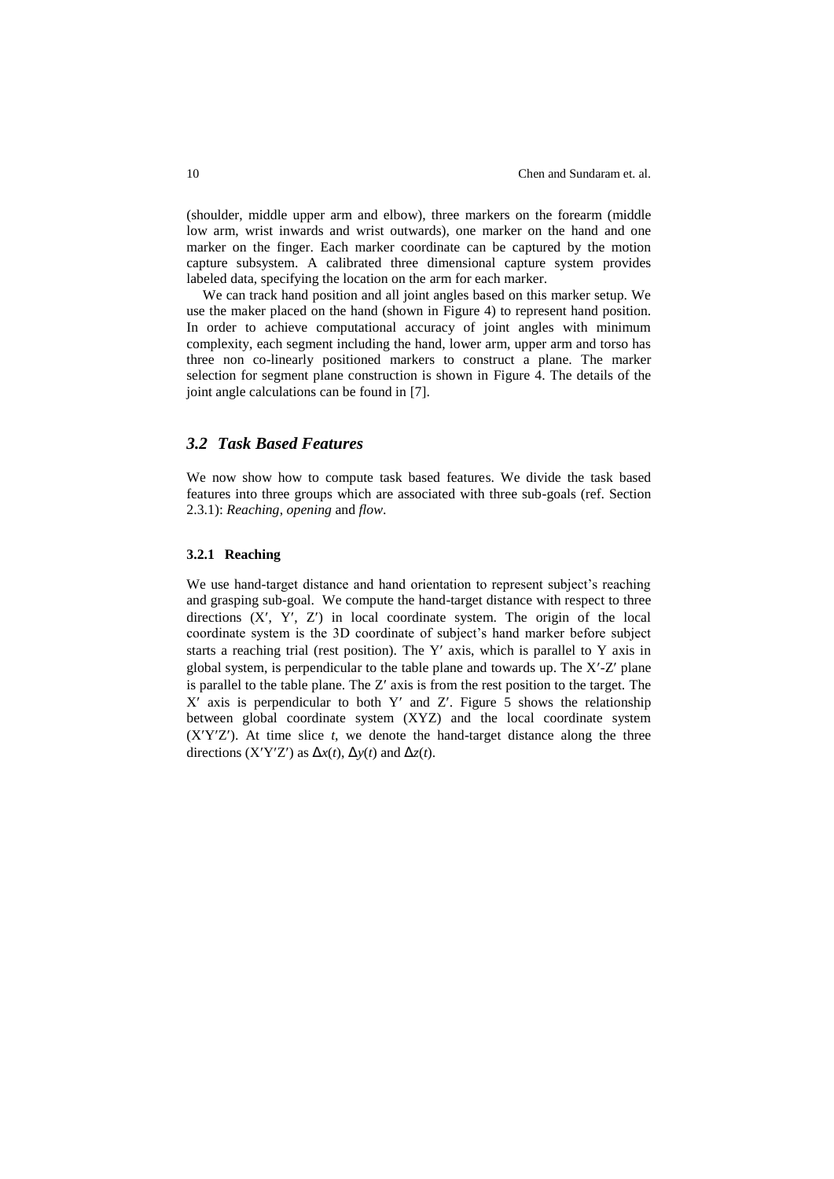(shoulder, middle upper arm and elbow), three markers on the forearm (middle low arm, wrist inwards and wrist outwards), one marker on the hand and one marker on the finger. Each marker coordinate can be captured by the motion capture subsystem. A calibrated three dimensional capture system provides labeled data, specifying the location on the arm for each marker.

We can track hand position and all joint angles based on this marker setup. We use the maker placed on the hand (shown in Figure 4) to represent hand position. In order to achieve computational accuracy of joint angles with minimum complexity, each segment including the hand, lower arm, upper arm and torso has three non co-linearly positioned markers to construct a plane. The marker selection for segment plane construction is shown in Figure 4. The details of the joint angle calculations can be found in [7].

## *3.2 Task Based Features*

We now show how to compute task based features. We divide the task based features into three groups which are associated with three sub-goals (ref. Section 2.3.1): *Reaching*, *opening* and *flow*.

### 3.2.1 Reaching

We use hand-target distance and hand orientation to represent subject's reaching and grasping sub-goal. We compute the hand-target distance with respect to three directions ($X'$, $Y'$, $Z'$) in local coordinate system. The origin of the local coordinate system is the 3D coordinate of subject's hand marker before subject starts a reaching trial (rest position). The $Y'$ axis, which is parallel to Y axis in global system, is perpendicular to the table plane and towards up. The $X'$-$Z'$ plane is parallel to the table plane. The $Z'$ axis is from the rest position to the target. The $X'$ axis is perpendicular to both $Y'$ and $Z'$. Figure 5 shows the relationship between global coordinate system (XYZ) and the local coordinate system ($X'Y'Z'$). At time slice $t$, we denote the hand-target distance along the three directions ($X'Y'Z'$) as $\Delta x(t)$, $\Delta y(t)$ and $\Delta z(t)$.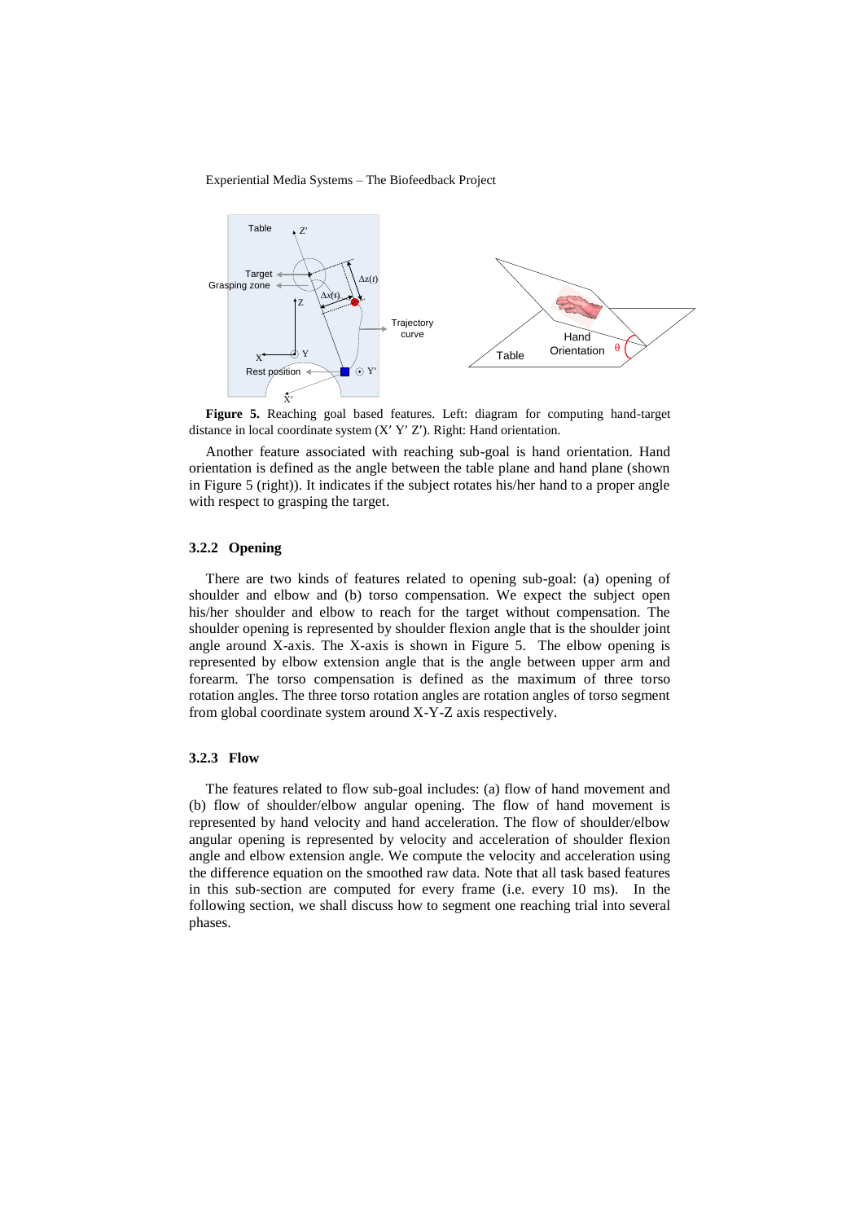**Figure 5.** Reaching goal based features. Left: diagram for computing hand-target distance in local coordinate system (X′ Y′ Z′). Right: Hand orientation.

Another feature associated with reaching sub-goal is hand orientation. Hand orientation is defined as the angle between the table plane and hand plane (shown in Figure 5 (right)). It indicates if the subject rotates his/her hand to a proper angle with respect to grasping the target.

### 3.2.2 Opening

There are two kinds of features related to opening sub-goal: (a) opening of shoulder and elbow and (b) torso compensation. We expect the subject open his/her shoulder and elbow to reach for the target without compensation. The shoulder opening is represented by shoulder flexion angle that is the shoulder joint angle around X-axis. The X-axis is shown in Figure 5. The elbow opening is represented by elbow extension angle that is the angle between upper arm and forearm. The torso compensation is defined as the maximum of three torso rotation angles. The three torso rotation angles are rotation angles of torso segment from global coordinate system around X-Y-Z axis respectively.

### 3.2.3 Flow

The features related to flow sub-goal includes: (a) flow of hand movement and (b) flow of shoulder/elbow angular opening. The flow of hand movement is represented by hand velocity and hand acceleration. The flow of shoulder/elbow angular opening is represented by velocity and acceleration of shoulder flexion angle and elbow extension angle. We compute the velocity and acceleration using the difference equation on the smoothed raw data. Note that all task based features in this sub-section are computed for every frame (i.e. every 10 ms). In the following section, we shall discuss how to segment one reaching trial into several phases.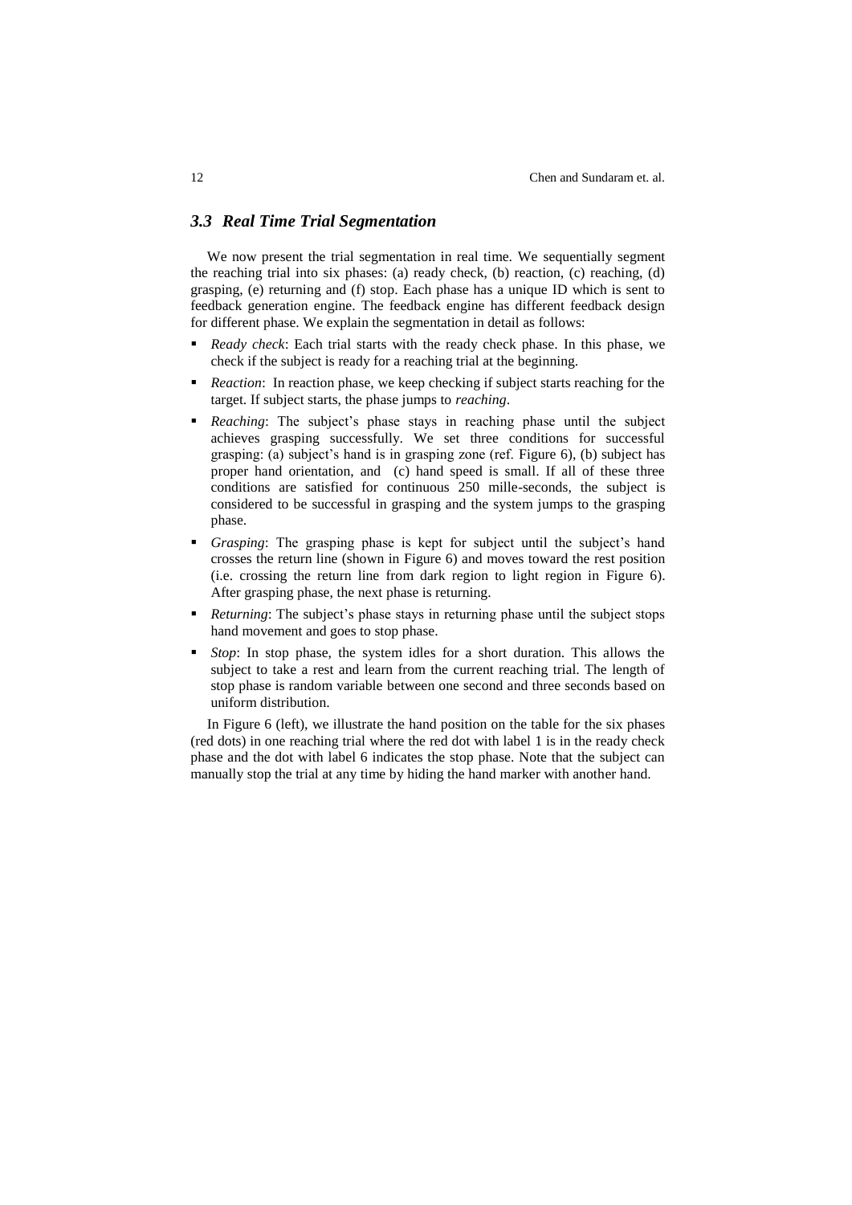### *3.3 Real Time Trial Segmentation*

We now present the trial segmentation in real time. We sequentially segment the reaching trial into six phases: (a) ready check, (b) reaction, (c) reaching, (d) grasping, (e) returning and (f) stop. Each phase has a unique ID which is sent to feedback generation engine. The feedback engine has different feedback design for different phase. We explain the segmentation in detail as follows:

- *Ready check*: Each trial starts with the ready check phase. In this phase, we check if the subject is ready for a reaching trial at the beginning.
- *Reaction*: In reaction phase, we keep checking if subject starts reaching for the target. If subject starts, the phase jumps to *reaching*.
- *Reaching*: The subject's phase stays in reaching phase until the subject achieves grasping successfully. We set three conditions for successful grasping: (a) subject's hand is in grasping zone (ref. Figure 6), (b) subject has proper hand orientation, and (c) hand speed is small. If all of these three conditions are satisfied for continuous 250 mille-seconds, the subject is considered to be successful in grasping and the system jumps to the grasping phase.
- *Grasping*: The grasping phase is kept for subject until the subject's hand crosses the return line (shown in Figure 6) and moves toward the rest position (i.e. crossing the return line from dark region to light region in Figure 6). After grasping phase, the next phase is returning.
- *Returning*: The subject's phase stays in returning phase until the subject stops hand movement and goes to stop phase.
- *Stop*: In stop phase, the system idles for a short duration. This allows the subject to take a rest and learn from the current reaching trial. The length of stop phase is random variable between one second and three seconds based on uniform distribution.

In Figure 6 (left), we illustrate the hand position on the table for the six phases (red dots) in one reaching trial where the red dot with label 1 is in the ready check phase and the dot with label 6 indicates the stop phase. Note that the subject can manually stop the trial at any time by hiding the hand marker with another hand.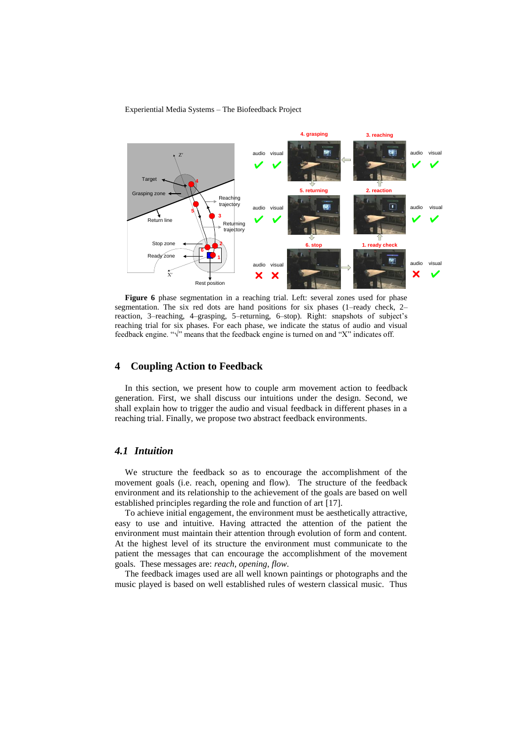**Figure 6** phase segmentation in a reaching trial. Left: several zones used for phase segmentation. The six red dots are hand positions for six phases (1–ready check, 2–reaction, 3–reaching, 4–grasping, 5–returning, 6–stop). Right: snapshots of subject's reaching trial for six phases. For each phase, we indicate the status of audio and visual feedback engine. "√" means that the feedback engine is turned on and "X" indicates off.

## 4 Coupling Action to Feedback

In this section, we present how to couple arm movement action to feedback generation. First, we shall discuss our intuitions under the design. Second, we shall explain how to trigger the audio and visual feedback in different phases in a reaching trial. Finally, we propose two abstract feedback environments.

### *4.1 Intuition*

We structure the feedback so as to encourage the accomplishment of the movement goals (i.e. reach, opening and flow). The structure of the feedback environment and its relationship to the achievement of the goals are based on well established principles regarding the role and function of art [17].

To achieve initial engagement, the environment must be aesthetically attractive, easy to use and intuitive. Having attracted the attention of the patient the environment must maintain their attention through evolution of form and content. At the highest level of its structure the environment must communicate to the patient the messages that can encourage the accomplishment of the movement goals. These messages are: *reach*, *opening*, *flow*.

The feedback images used are all well known paintings or photographs and the music played is based on well established rules of western classical music. Thus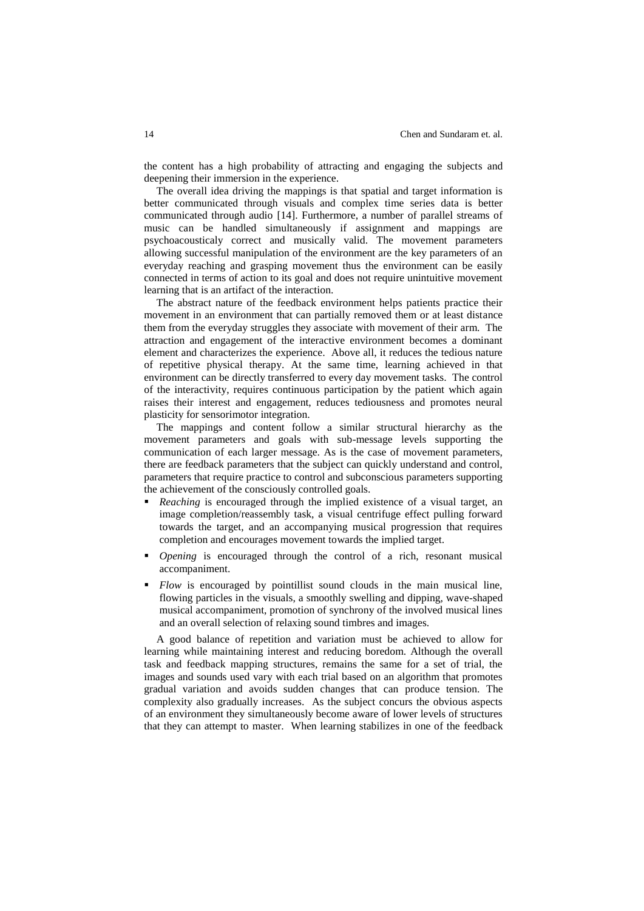the content has a high probability of attracting and engaging the subjects and deepening their immersion in the experience.

The overall idea driving the mappings is that spatial and target information is better communicated through visuals and complex time series data is better communicated through audio [14]. Furthermore, a number of parallel streams of music can be handled simultaneously if assignment and mappings are psychoacousticaly correct and musically valid. The movement parameters allowing successful manipulation of the environment are the key parameters of an everyday reaching and grasping movement thus the environment can be easily connected in terms of action to its goal and does not require unintuitive movement learning that is an artifact of the interaction.

The abstract nature of the feedback environment helps patients practice their movement in an environment that can partially removed them or at least distance them from the everyday struggles they associate with movement of their arm. The attraction and engagement of the interactive environment becomes a dominant element and characterizes the experience. Above all, it reduces the tedious nature of repetitive physical therapy. At the same time, learning achieved in that environment can be directly transferred to every day movement tasks. The control of the interactivity, requires continuous participation by the patient which again raises their interest and engagement, reduces tediousness and promotes neural plasticity for sensorimotor integration.

The mappings and content follow a similar structural hierarchy as the movement parameters and goals with sub-message levels supporting the communication of each larger message. As is the case of movement parameters, there are feedback parameters that the subject can quickly understand and control, parameters that require practice to control and subconscious parameters supporting the achievement of the consciously controlled goals.

- *Reaching* is encouraged through the implied existence of a visual target, an image completion/reassembly task, a visual centrifuge effect pulling forward towards the target, and an accompanying musical progression that requires completion and encourages movement towards the implied target.
- *Opening* is encouraged through the control of a rich, resonant musical accompaniment.
- *Flow* is encouraged by pointillist sound clouds in the main musical line, flowing particles in the visuals, a smoothly swelling and dipping, wave-shaped musical accompaniment, promotion of synchrony of the involved musical lines and an overall selection of relaxing sound timbres and images.

A good balance of repetition and variation must be achieved to allow for learning while maintaining interest and reducing boredom. Although the overall task and feedback mapping structures, remains the same for a set of trial, the images and sounds used vary with each trial based on an algorithm that promotes gradual variation and avoids sudden changes that can produce tension. The complexity also gradually increases. As the subject concurs the obvious aspects of an environment they simultaneously become aware of lower levels of structures that they can attempt to master. When learning stabilizes in one of the feedback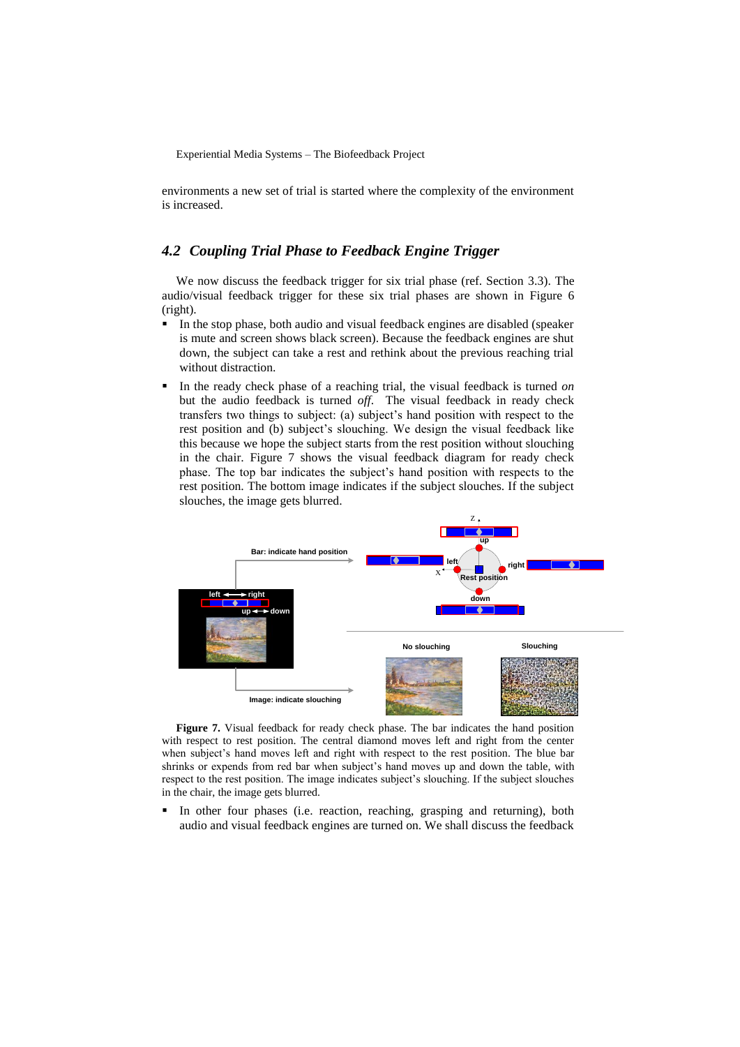environments a new set of trial is started where the complexity of the environment is increased.

## 4.2 Coupling Trial Phase to Feedback Engine Trigger

We now discuss the feedback trigger for six trial phase (ref. Section 3.3). The audio/visual feedback trigger for these six trial phases are shown in Figure 6 (right).

- In the stop phase, both audio and visual feedback engines are disabled (speaker is mute and screen shows black screen). Because the feedback engines are shut down, the subject can take a rest and rethink about the previous reaching trial without distraction.
- In the ready check phase of a reaching trial, the visual feedback is turned *on* but the audio feedback is turned *off*. The visual feedback in ready check transfers two things to subject: (a) subject's hand position with respect to the rest position and (b) subject's slouching. We design the visual feedback like this because we hope the subject starts from the rest position without slouching in the chair. Figure 7 shows the visual feedback diagram for ready check phase. The top bar indicates the subject's hand position with respects to the rest position. The bottom image indicates if the subject slouches. If the subject slouches, the image gets blurred.

**Figure 7.** Visual feedback for ready check phase. The bar indicates the hand position with respect to rest position. The central diamond moves left and right from the center when subject's hand moves left and right with respect to the rest position. The blue bar shrinks or expends from red bar when subject's hand moves up and down the table, with respect to the rest position. The image indicates subject's slouching. If the subject slouches in the chair, the image gets blurred.

- In other four phases (i.e. reaction, reaching, grasping and returning), both audio and visual feedback engines are turned on. We shall discuss the feedback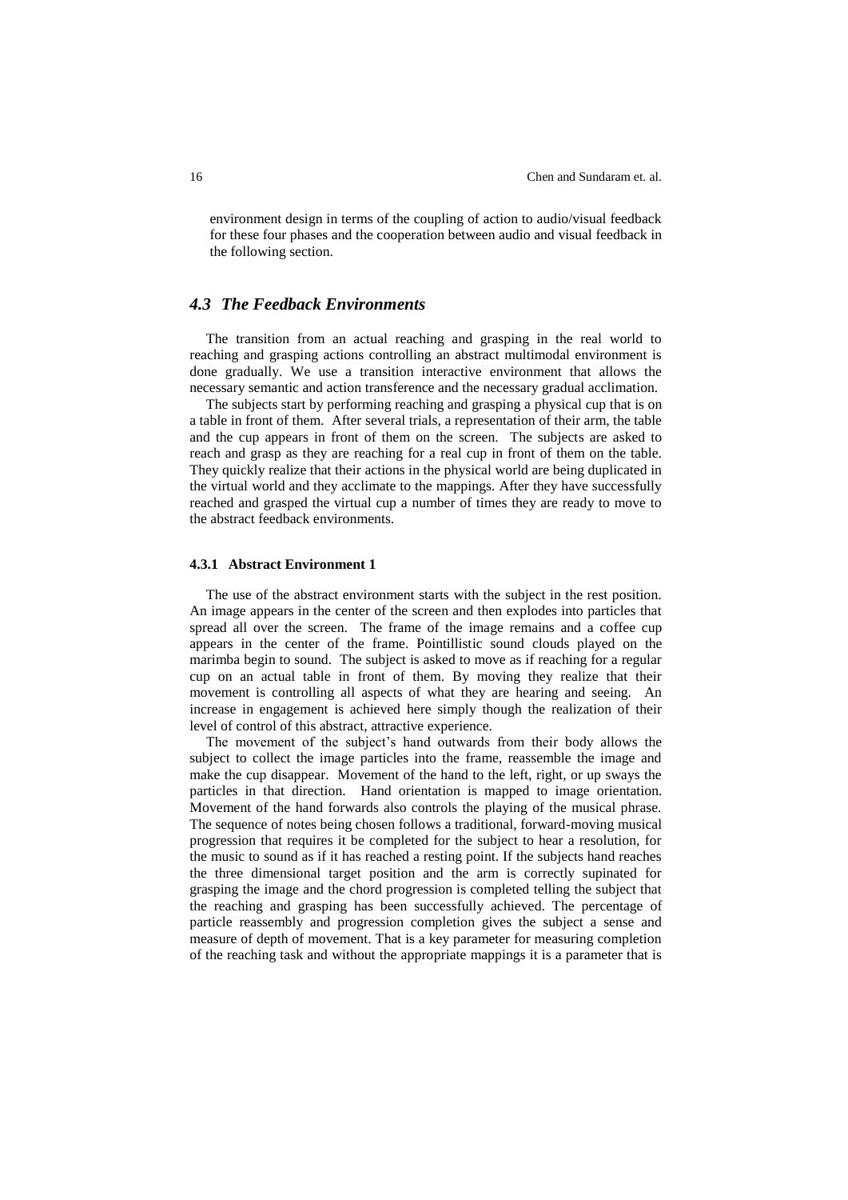environment design in terms of the coupling of action to audio/visual feedback for these four phases and the cooperation between audio and visual feedback in the following section.

## *4.3 The Feedback Environments*

The transition from an actual reaching and grasping in the real world to reaching and grasping actions controlling an abstract multimodal environment is done gradually. We use a transition interactive environment that allows the necessary semantic and action transference and the necessary gradual acclimation.

The subjects start by performing reaching and grasping a physical cup that is on a table in front of them. After several trials, a representation of their arm, the table and the cup appears in front of them on the screen. The subjects are asked to reach and grasp as they are reaching for a real cup in front of them on the table. They quickly realize that their actions in the physical world are being duplicated in the virtual world and they acclimate to the mappings. After they have successfully reached and grasped the virtual cup a number of times they are ready to move to the abstract feedback environments.

### **4.3.1 Abstract Environment 1**

The use of the abstract environment starts with the subject in the rest position. An image appears in the center of the screen and then explodes into particles that spread all over the screen. The frame of the image remains and a coffee cup appears in the center of the frame. Pointillistic sound clouds played on the marimba begin to sound. The subject is asked to move as if reaching for a regular cup on an actual table in front of them. By moving they realize that their movement is controlling all aspects of what they are hearing and seeing. An increase in engagement is achieved here simply though the realization of their level of control of this abstract, attractive experience.

The movement of the subject's hand outwards from their body allows the subject to collect the image particles into the frame, reassemble the image and make the cup disappear. Movement of the hand to the left, right, or up sways the particles in that direction. Hand orientation is mapped to image orientation. Movement of the hand forwards also controls the playing of the musical phrase. The sequence of notes being chosen follows a traditional, forward-moving musical progression that requires it be completed for the subject to hear a resolution, for the music to sound as if it has reached a resting point. If the subjects hand reaches the three dimensional target position and the arm is correctly supinated for grasping the image and the chord progression is completed telling the subject that the reaching and grasping has been successfully achieved. The percentage of particle reassembly and progression completion gives the subject a sense and measure of depth of movement. That is a key parameter for measuring completion of the reaching task and without the appropriate mappings it is a parameter that is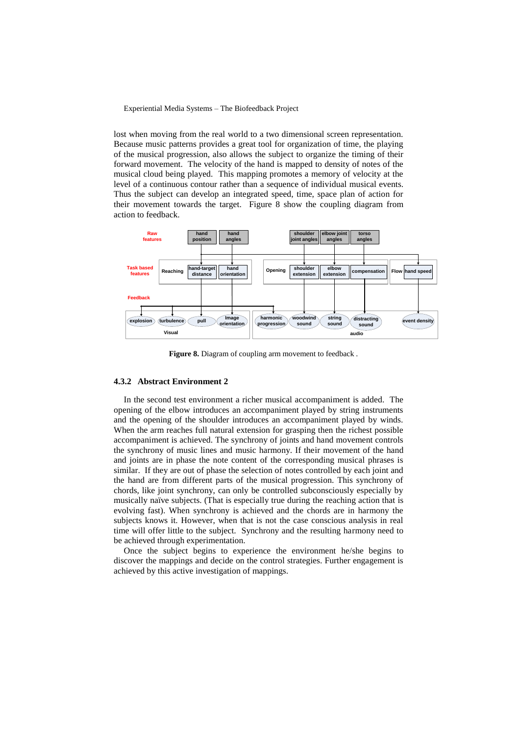lost when moving from the real world to a two dimensional screen representation. Because music patterns provides a great tool for organization of time, the playing of the musical progression, also allows the subject to organize the timing of their forward movement. The velocity of the hand is mapped to density of notes of the musical cloud being played. This mapping promotes a memory of velocity at the level of a continuous contour rather than a sequence of individual musical events. Thus the subject can develop an integrated speed, time, space plan of action for their movement towards the target. Figure 8 show the coupling diagram from action to feedback.

Raw features
hand position
hand angles
shoulder joint angles
elbow joint angles
torso angles

Task based features
Reaching
hand-target distance
hand orientation
Opening
shoulder extension
elbow extension
compensation
Flow
hand speed

Feedback
explosion
turbulence
pull
image orientation
Visual
harmonic progression
woodwind sound
string sound
distracting sound
event density
audio

**Figure 8.** Diagram of coupling arm movement to feedback .

### 4.3.2 Abstract Environment 2

In the second test environment a richer musical accompaniment is added. The opening of the elbow introduces an accompaniment played by string instruments and the opening of the shoulder introduces an accompaniment played by winds. When the arm reaches full natural extension for grasping then the richest possible accompaniment is achieved. The synchrony of joints and hand movement controls the synchrony of music lines and music harmony. If their movement of the hand and joints are in phase the note content of the corresponding musical phrases is similar. If they are out of phase the selection of notes controlled by each joint and the hand are from different parts of the musical progression. This synchrony of chords, like joint synchrony, can only be controlled subconsciously especially by musically naïve subjects. (That is especially true during the reaching action that is evolving fast). When synchrony is achieved and the chords are in harmony the subjects knows it. However, when that is not the case conscious analysis in real time will offer little to the subject. Synchrony and the resulting harmony need to be achieved through experimentation.

Once the subject begins to experience the environment he/she begins to discover the mappings and decide on the control strategies. Further engagement is achieved by this active investigation of mappings.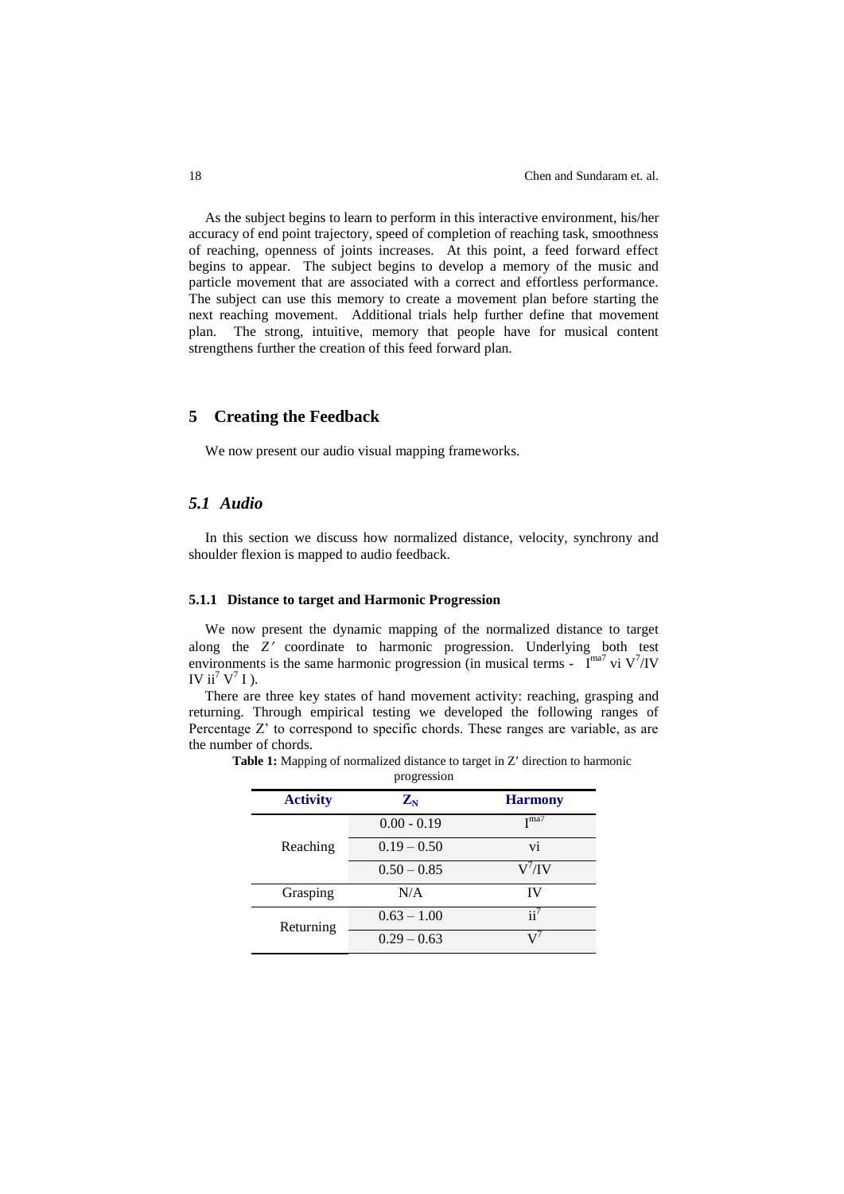As the subject begins to learn to perform in this interactive environment, his/her accuracy of end point trajectory, speed of completion of reaching task, smoothness of reaching, openness of joints increases. At this point, a feed forward effect begins to appear. The subject begins to develop a memory of the music and particle movement that are associated with a correct and effortless performance. The subject can use this memory to create a movement plan before starting the next reaching movement. Additional trials help further define that movement plan. The strong, intuitive, memory that people have for musical content strengthens further the creation of this feed forward plan.

## 5 Creating the Feedback

We now present our audio visual mapping frameworks.

### *5.1 Audio*

In this section we discuss how normalized distance, velocity, synchrony and shoulder flexion is mapped to audio feedback.

#### 5.1.1 Distance to target and Harmonic Progression

We now present the dynamic mapping of the normalized distance to target along the $Z'$ coordinate to harmonic progression. Underlying both test environments is the same harmonic progression (in musical terms - $I^{ma7}$ vi $V^7$/IV IV $ii^7$ $V^7$ I ).

There are three key states of hand movement activity: reaching, grasping and returning. Through empirical testing we developed the following ranges of Percentage Z' to correspond to specific chords. These ranges are variable, as are the number of chords.

**Table 1:** Mapping of normalized distance to target in Z′ direction to harmonic progression

| Activity | $Z_N$ | Harmony |
|---|---|---|
| Reaching | 0.00 - 0.19 | $I^{ma7}$ |
| | 0.19 – 0.50 | vi |
| | 0.50 – 0.85 | $V^7$/IV |
| Grasping | N/A | IV |
| Returning | 0.63 – 1.00 | $ii^7$ |
| | 0.29 – 0.63 | $V^7$ |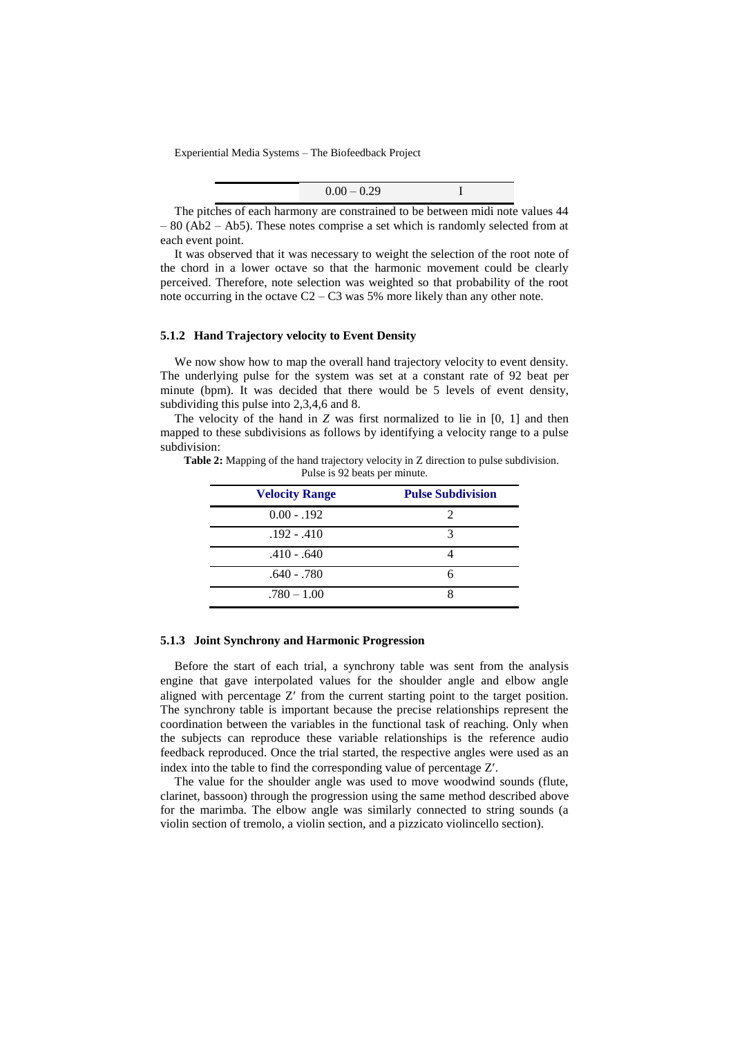| | 0.00 – 0.29 | I |
|---|---|---|

The pitches of each harmony are constrained to be between midi note values 44 – 80 (Ab2 – Ab5). These notes comprise a set which is randomly selected from at each event point.

It was observed that it was necessary to weight the selection of the root note of the chord in a lower octave so that the harmonic movement could be clearly perceived. Therefore, note selection was weighted so that probability of the root note occurring in the octave C2 – C3 was 5% more likely than any other note.

### 5.1.2 Hand Trajectory velocity to Event Density

We now show how to map the overall hand trajectory velocity to event density. The underlying pulse for the system was set at a constant rate of 92 beat per minute (bpm). It was decided that there would be 5 levels of event density, subdividing this pulse into 2,3,4,6 and 8.

The velocity of the hand in $Z$ was first normalized to lie in [0, 1] and then mapped to these subdivisions as follows by identifying a velocity range to a pulse subdivision:

**Table 2:** Mapping of the hand trajectory velocity in Z direction to pulse subdivision. Pulse is 92 beats per minute.

| Velocity Range | Pulse Subdivision |
|---|---|
| 0.00 - .192 | 2 |
| .192 - .410 | 3 |
| .410 - .640 | 4 |
| .640 - .780 | 6 |
| .780 – 1.00 | 8 |

### 5.1.3 Joint Synchrony and Harmonic Progression

Before the start of each trial, a synchrony table was sent from the analysis engine that gave interpolated values for the shoulder angle and elbow angle aligned with percentage $Z'$ from the current starting point to the target position. The synchrony table is important because the precise relationships represent the coordination between the variables in the functional task of reaching. Only when the subjects can reproduce these variable relationships is the reference audio feedback reproduced. Once the trial started, the respective angles were used as an index into the table to find the corresponding value of percentage $Z'$.

The value for the shoulder angle was used to move woodwind sounds (flute, clarinet, bassoon) through the progression using the same method described above for the marimba. The elbow angle was similarly connected to string sounds (a violin section of tremolo, a violin section, and a pizzicato violincello section).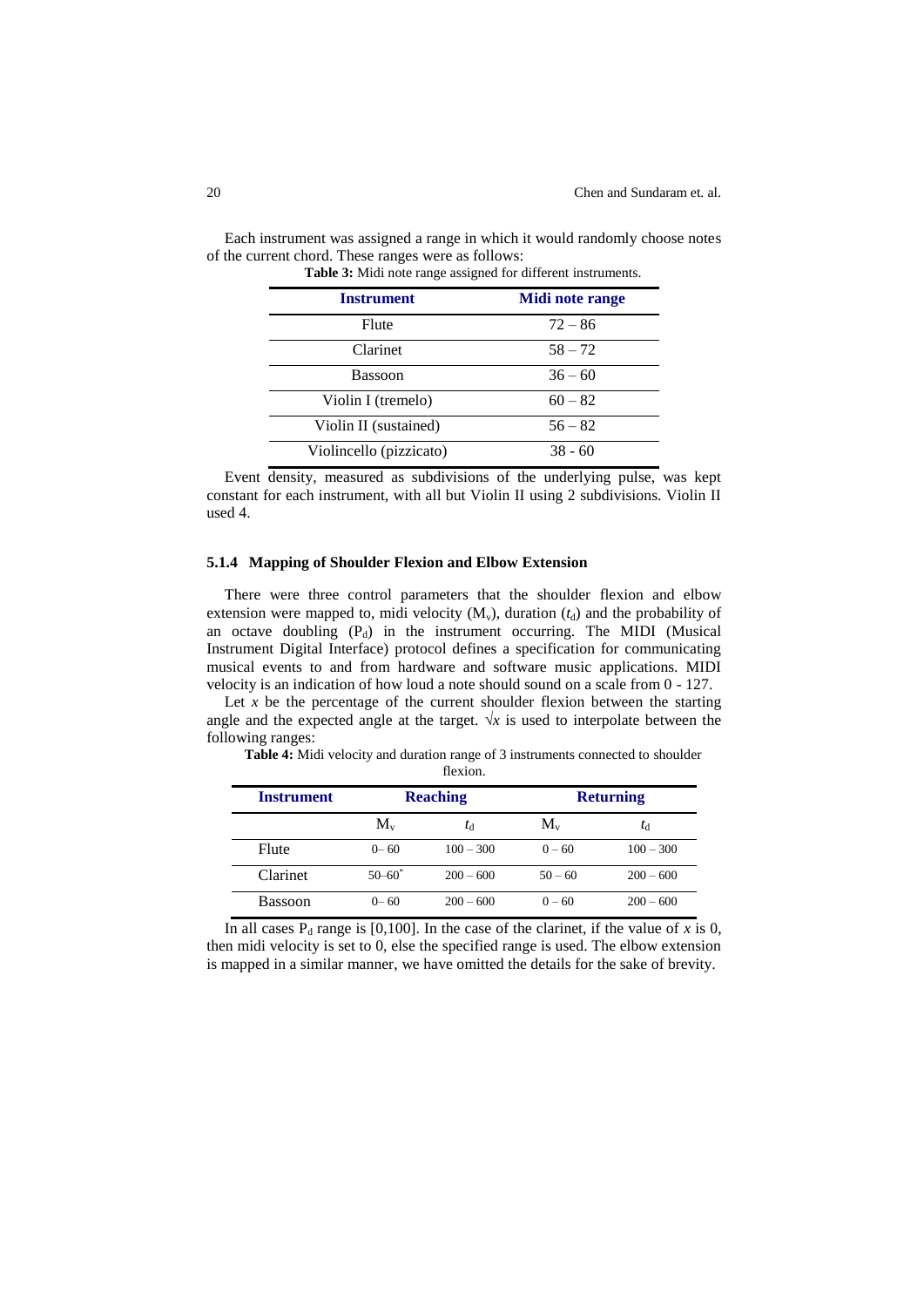Each instrument was assigned a range in which it would randomly choose notes of the current chord. These ranges were as follows:

**Table 3:** Midi note range assigned for different instruments.

| Instrument | Midi note range |
|---|---|
| Flute | 72 – 86 |
| Clarinet | 58 – 72 |
| Bassoon | 36 – 60 |
| Violin I (tremelo) | 60 – 82 |
| Violin II (sustained) | 56 – 82 |
| Violincello (pizzicato) | 38 - 60 |

Event density, measured as subdivisions of the underlying pulse, was kept constant for each instrument, with all but Violin II using 2 subdivisions. Violin II used 4.

### 5.1.4 Mapping of Shoulder Flexion and Elbow Extension

There were three control parameters that the shoulder flexion and elbow extension were mapped to, midi velocity ($M_v$), duration ($t_d$) and the probability of an octave doubling ($P_d$) in the instrument occurring. The MIDI (Musical Instrument Digital Interface) protocol defines a specification for communicating musical events to and from hardware and software music applications. MIDI velocity is an indication of how loud a note should sound on a scale from 0 - 127.

Let $x$ be the percentage of the current shoulder flexion between the starting angle and the expected angle at the target. $\sqrt{x}$ is used to interpolate between the following ranges:

**Table 4:** Midi velocity and duration range of 3 instruments connected to shoulder flexion.

| Instrument | Reaching | | Returning | |
|---|---|---|---|---|
| | $M_v$ | $t_d$ | $M_v$ | $t_d$ |
| Flute | 0– 60 | 100 – 300 | 0 – 60 | 100 – 300 |
| Clarinet | 50–60* | 200 – 600 | 50 – 60 | 200 – 600 |
| Bassoon | 0– 60 | 200 – 600 | 0 – 60 | 200 – 600 |

In all cases $P_d$ range is [0,100]. In the case of the clarinet, if the value of $x$ is 0, then midi velocity is set to 0, else the specified range is used. The elbow extension is mapped in a similar manner, we have omitted the details for the sake of brevity.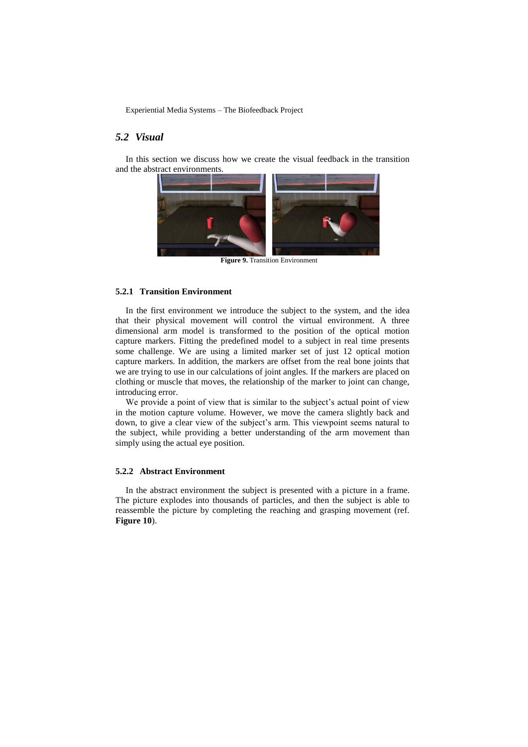## 5.2 *Visual*

In this section we discuss how we create the visual feedback in the transition and the abstract environments.

**Figure 9.** Transition Environment

### 5.2.1 Transition Environment

In the first environment we introduce the subject to the system, and the idea that their physical movement will control the virtual environment. A three dimensional arm model is transformed to the position of the optical motion capture markers. Fitting the predefined model to a subject in real time presents some challenge. We are using a limited marker set of just 12 optical motion capture markers. In addition, the markers are offset from the real bone joints that we are trying to use in our calculations of joint angles. If the markers are placed on clothing or muscle that moves, the relationship of the marker to joint can change, introducing error.

We provide a point of view that is similar to the subject's actual point of view in the motion capture volume. However, we move the camera slightly back and down, to give a clear view of the subject's arm. This viewpoint seems natural to the subject, while providing a better understanding of the arm movement than simply using the actual eye position.

### 5.2.2 Abstract Environment

In the abstract environment the subject is presented with a picture in a frame. The picture explodes into thousands of particles, and then the subject is able to reassemble the picture by completing the reaching and grasping movement (ref. **Figure 10**).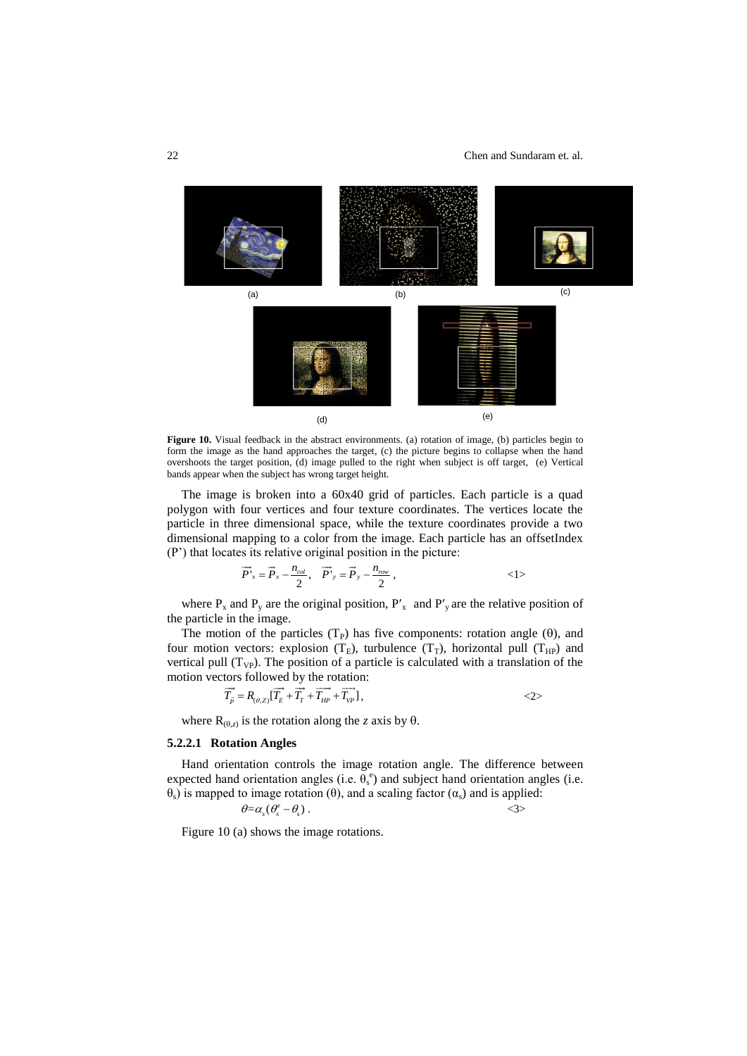**Figure 10.** Visual feedback in the abstract environments. (a) rotation of image, (b) particles begin to form the image as the hand approaches the target, (c) the picture begins to collapse when the hand overshoots the target position, (d) image pulled to the right when subject is off target, (e) Vertical bands appear when the subject has wrong target height.

The image is broken into a 60x40 grid of particles. Each particle is a quad polygon with four vertices and four texture coordinates. The vertices locate the particle in three dimensional space, while the texture coordinates provide a two dimensional mapping to a color from the image. Each particle has an offsetIndex (P') that locates its relative original position in the picture:

$$\vec{P'}_x = \vec{P}_x - \frac{n_{col}}{2}, \quad \vec{P'}_y = \vec{P}_y - \frac{n_{row}}{2}, \qquad \text{<1>}$$

where $P_x$ and $P_y$ are the original position, $P'_x$ and $P'_y$ are the relative position of the particle in the image.

The motion of the particles ($T_P$) has five components: rotation angle ($\theta$), and four motion vectors: explosion ($T_E$), turbulence ($T_T$), horizontal pull ($T_{HP}$) and vertical pull ($T_{VP}$). The position of a particle is calculated with a translation of the motion vectors followed by the rotation:

$$\vec{T_{\vec{P}}} = R_{(\theta,Z)}[\vec{T_E} + \vec{T_T} + \vec{T_{HP}} + \vec{T_{VP}}], \qquad \text{<2>}$$

where $R_{(\theta,z)}$ is the rotation along the *z* axis by $\theta$.

### 5.2.2.1 Rotation Angles

Hand orientation controls the image rotation angle. The difference between expected hand orientation angles (i.e. $\theta_s^e$) and subject hand orientation angles (i.e. $\theta_s$) is mapped to image rotation ($\theta$), and a scaling factor ($\alpha_s$) and is applied:

$$\theta = \alpha_s(\theta_s^e - \theta_s) . \qquad \text{<3>}$$

Figure 10 (a) shows the image rotations.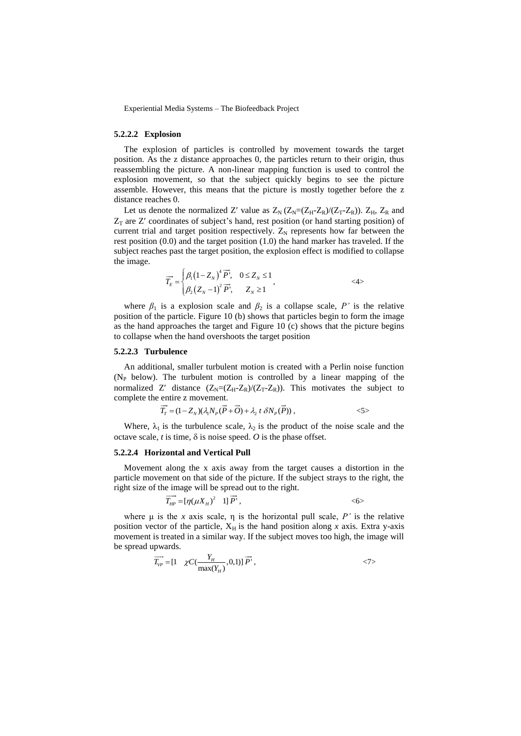#### 5.2.2.2 Explosion

The explosion of particles is controlled by movement towards the target position. As the z distance approaches 0, the particles return to their origin, thus reassembling the picture. A non-linear mapping function is used to control the explosion movement, so that the subject quickly begins to see the picture assemble. However, this means that the picture is mostly together before the z distance reaches 0.

Let us denote the normalized Z′ value as $Z_N$ ($Z_N=(Z_H-Z_R)/(Z_T-Z_R)$). $Z_H$, $Z_R$ and $Z_T$ are Z′ coordinates of subject's hand, rest position (or hand starting position) of current trial and target position respectively. $Z_N$ represents how far between the rest position (0.0) and the target position (1.0) the hand marker has traveled. If the subject reaches past the target position, the explosion effect is modified to collapse the image.

$$\overrightarrow{T_E} = \begin{cases} \beta_1 \left(1 - Z_N\right)^4 \overrightarrow{P'}, & 0 \le Z_N \le 1 \\ \beta_2 \left(Z_N - 1\right)^2 \overrightarrow{P'}, & Z_N \ge 1 \end{cases}, \qquad \text{<4>}$$

where $\beta_1$ is a explosion scale and $\beta_2$ is a collapse scale, $P'$ is the relative position of the particle. Figure 10 (b) shows that particles begin to form the image as the hand approaches the target and Figure 10 (c) shows that the picture begins to collapse when the hand overshoots the target position

#### 5.2.2.3 Turbulence

An additional, smaller turbulent motion is created with a Perlin noise function ($N_P$ below). The turbulent motion is controlled by a linear mapping of the normalized Z′ distance ($Z_N=(Z_H-Z_R)/(Z_T-Z_R)$). This motivates the subject to complete the entire z movement.

$$\overrightarrow{T_T} = (1 - Z_N)(\lambda_1 N_P(\vec{P} + \vec{O}) + \lambda_2\, t\, \delta N_P(\vec{P}))\,, \qquad \text{<5>}$$

Where, $\lambda_1$ is the turbulence scale, $\lambda_2$ is the product of the noise scale and the octave scale, $t$ is time, $\delta$ is noise speed. $O$ is the phase offset.

#### 5.2.2.4 Horizontal and Vertical Pull

Movement along the x axis away from the target causes a distortion in the particle movement on that side of the picture. If the subject strays to the right, the right size of the image will be spread out to the right.

$$\overrightarrow{T_{HP}} = [\eta(\mu X_H)^2 \quad 1]\, \overrightarrow{P'}\,, \qquad \text{<6>}$$

where $\mu$ is the $x$ axis scale, $\eta$ is the horizontal pull scale, $P'$ is the relative position vector of the particle, $X_H$ is the hand position along $x$ axis. Extra y-axis movement is treated in a similar way. If the subject moves too high, the image will be spread upwards.

$$\overrightarrow{T_{VP}} = [1 \quad \chi C(\frac{Y_H}{\max(Y_H)}, 0, 1)]\, \overrightarrow{P'}\,, \qquad \text{<7>}$$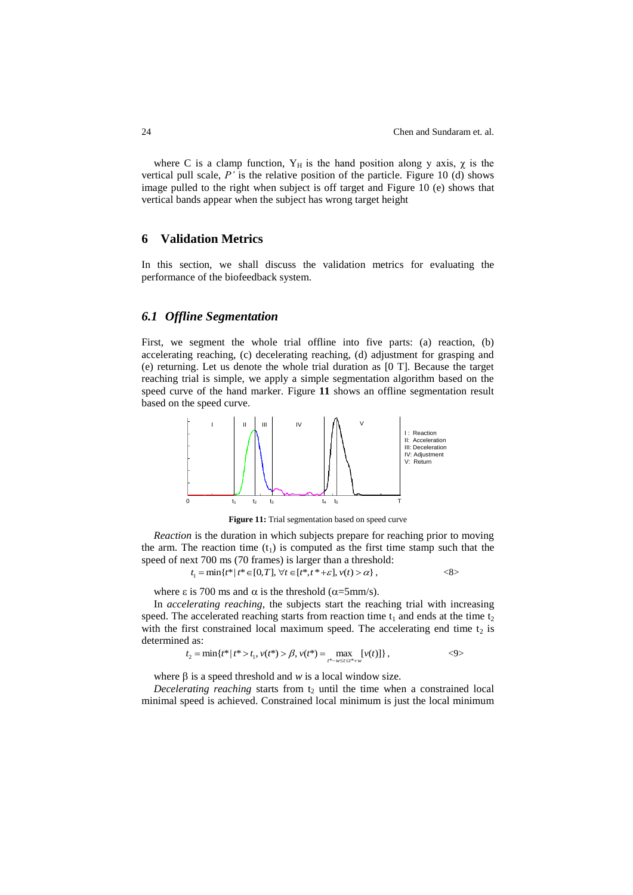where C is a clamp function, $Y_H$ is the hand position along y axis, $\chi$ is the vertical pull scale, *P'* is the relative position of the particle. Figure 10 (d) shows image pulled to the right when subject is off target and Figure 10 (e) shows that vertical bands appear when the subject has wrong target height

## 6 Validation Metrics

In this section, we shall discuss the validation metrics for evaluating the performance of the biofeedback system.

### *6.1 Offline Segmentation*

First, we segment the whole trial offline into five parts: (a) reaction, (b) accelerating reaching, (c) decelerating reaching, (d) adjustment for grasping and (e) returning. Let us denote the whole trial duration as [0 T]. Because the target reaching trial is simple, we apply a simple segmentation algorithm based on the speed curve of the hand marker. Figure **11** shows an offline segmentation result based on the speed curve.

I : Reaction
II: Acceleration
III: Deceleration
IV: Adjustment
V: Return

**Figure 11:** Trial segmentation based on speed curve

*Reaction* is the duration in which subjects prepare for reaching prior to moving the arm. The reaction time ($t_1$) is computed as the first time stamp such that the speed of next 700 ms (70 frames) is larger than a threshold:

$$t_1 = \min\{t^* \mid t^* \in [0, T], \forall t \in [t^*, t^* + \varepsilon], v(t) > \alpha\}, \quad <8>$$

where $\varepsilon$ is 700 ms and $\alpha$ is the threshold ($\alpha$=5mm/s).

In *accelerating reaching*, the subjects start the reaching trial with increasing speed. The accelerated reaching starts from reaction time $t_1$ and ends at the time $t_2$ with the first constrained local maximum speed. The accelerating end time $t_2$ is determined as:

$$t_2 = \min\{t^* \mid t^* > t_1, v(t^*) > \beta, v(t^*) = \max_{t^*-w \le t \le t^*+w}[v(t)]\}, \quad <9>$$

where $\beta$ is a speed threshold and *w* is a local window size.

*Decelerating reaching* starts from $t_2$ until the time when a constrained local minimal speed is achieved. Constrained local minimum is just the local minimum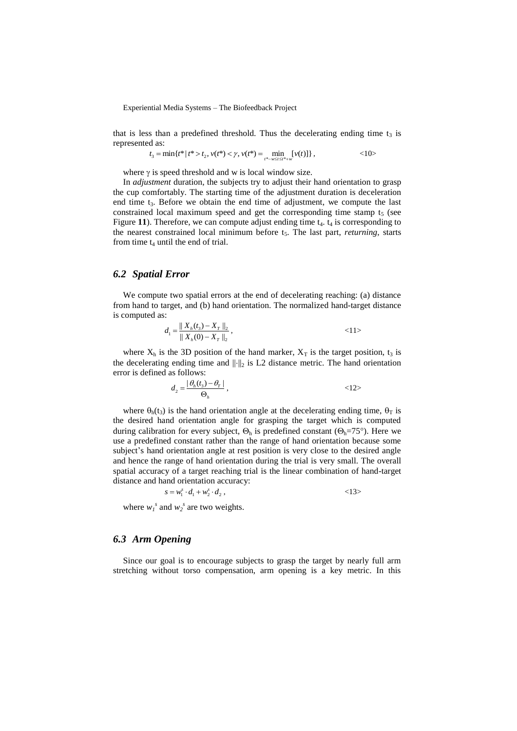that is less than a predefined threshold. Thus the decelerating ending time $t_3$ is represented as:

$$t_3 = \min\{t^* \mid t^* > t_2, v(t^*) < \gamma, v(t^*) = \min_{t^*-w \le t \le t^*+w} [v(t)]\}, \qquad <10>$$

where $\gamma$ is speed threshold and w is local window size.

In *adjustment* duration, the subjects try to adjust their hand orientation to grasp the cup comfortably. The starting time of the adjustment duration is deceleration end time $t_3$. Before we obtain the end time of adjustment, we compute the last constrained local maximum speed and get the corresponding time stamp $t_5$ (see Figure **11**). Therefore, we can compute adjust ending time $t_4$. $t_4$ is corresponding to the nearest constrained local minimum before $t_5$. The last part, *returning*, starts from time $t_4$ until the end of trial.

### *6.2 Spatial Error*

We compute two spatial errors at the end of decelerating reaching: (a) distance from hand to target, and (b) hand orientation. The normalized hand-target distance is computed as:

$$d_1 = \frac{\| X_h(t_3) - X_T \|_2}{\| X_h(0) - X_T \|_2}, \qquad <11>$$

where $X_h$ is the 3D position of the hand marker, $X_T$ is the target position, $t_3$ is the decelerating ending time and $\|\cdot\|_2$ is L2 distance metric. The hand orientation error is defined as follows:

$$d_2 = \frac{|\theta_h(t_3) - \theta_T|}{\Theta_h}, \qquad <12>$$

where $\theta_h(t_3)$ is the hand orientation angle at the decelerating ending time, $\theta_T$ is the desired hand orientation angle for grasping the target which is computed during calibration for every subject, $\Theta_h$ is predefined constant ($\Theta_h$=75°). Here we use a predefined constant rather than the range of hand orientation because some subject's hand orientation angle at rest position is very close to the desired angle and hence the range of hand orientation during the trial is very small. The overall spatial accuracy of a target reaching trial is the linear combination of hand-target distance and hand orientation accuracy:

$$s = w_1^s \cdot d_1 + w_2^s \cdot d_2, \qquad <13>$$

where $w_1^s$ and $w_2^s$ are two weights.

### *6.3 Arm Opening*

Since our goal is to encourage subjects to grasp the target by nearly full arm stretching without torso compensation, arm opening is a key metric. In this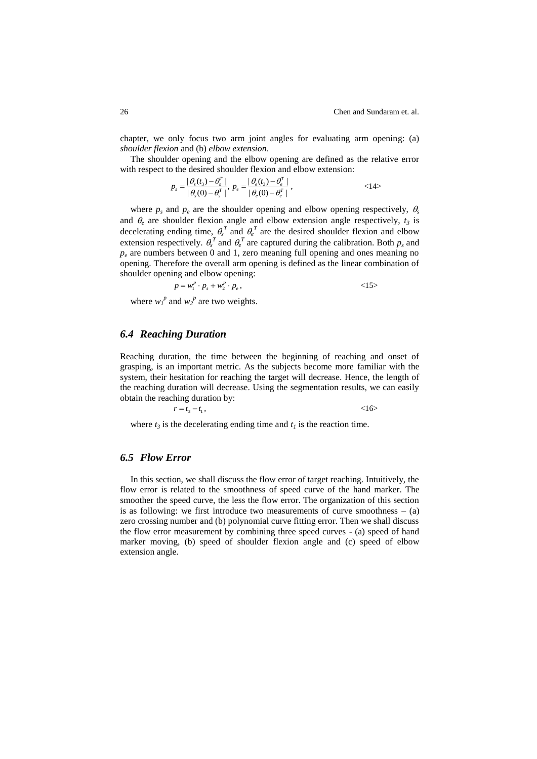chapter, we only focus two arm joint angles for evaluating arm opening: (a) *shoulder flexion* and (b) *elbow extension*.

The shoulder opening and the elbow opening are defined as the relative error with respect to the desired shoulder flexion and elbow extension:

$$p_s = \frac{|\theta_s(t_3) - \theta_s^T|}{|\theta_s(0) - \theta_s^T|},\ p_e = \frac{|\theta_e(t_3) - \theta_e^T|}{|\theta_e(0) - \theta_e^T|}, \qquad \text{<14>}$$

where $p_s$ and $p_e$ are the shoulder opening and elbow opening respectively, $\theta_s$ and $\theta_e$ are shoulder flexion angle and elbow extension angle respectively, $t_3$ is decelerating ending time, $\theta_s^T$ and $\theta_e^T$ are the desired shoulder flexion and elbow extension respectively. $\theta_s^T$ and $\theta_e^T$ are captured during the calibration. Both $p_s$ and $p_e$ are numbers between 0 and 1, zero meaning full opening and ones meaning no opening. Therefore the overall arm opening is defined as the linear combination of shoulder opening and elbow opening:

$$p = w_1^p \cdot p_s + w_2^p \cdot p_e, \qquad \text{<15>}$$

where $w_1^p$ and $w_2^p$ are two weights.

## 6.4 Reaching Duration

Reaching duration, the time between the beginning of reaching and onset of grasping, is an important metric. As the subjects become more familiar with the system, their hesitation for reaching the target will decrease. Hence, the length of the reaching duration will decrease. Using the segmentation results, we can easily obtain the reaching duration by:

$$r = t_3 - t_1, \qquad \text{<16>}$$

where $t_3$ is the decelerating ending time and $t_1$ is the reaction time.

## 6.5 Flow Error

In this section, we shall discuss the flow error of target reaching. Intuitively, the flow error is related to the smoothness of speed curve of the hand marker. The smoother the speed curve, the less the flow error. The organization of this section is as following: we first introduce two measurements of curve smoothness – (a) zero crossing number and (b) polynomial curve fitting error. Then we shall discuss the flow error measurement by combining three speed curves - (a) speed of hand marker moving, (b) speed of shoulder flexion angle and (c) speed of elbow extension angle.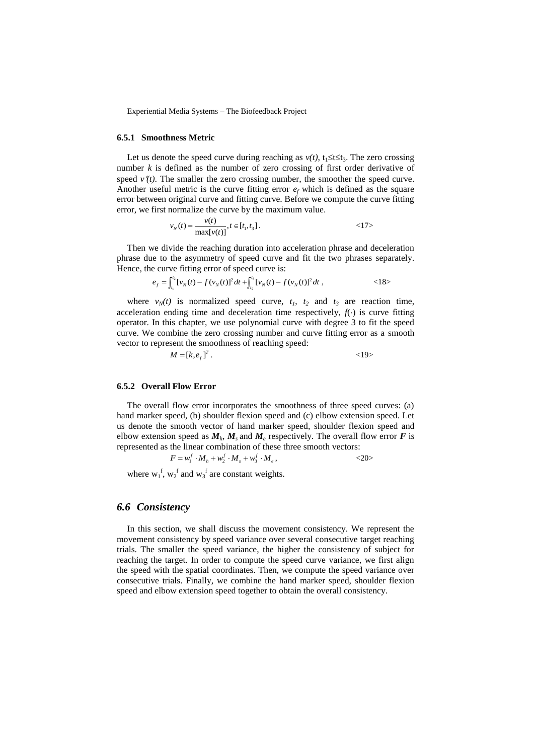### 6.5.1 Smoothness Metric

Let us denote the speed curve during reaching as $v(t)$, $t_1 \le t \le t_3$. The zero crossing number $k$ is defined as the number of zero crossing of first order derivative of speed $v'(t)$. The smaller the zero crossing number, the smoother the speed curve. Another useful metric is the curve fitting error $e_f$ which is defined as the square error between original curve and fitting curve. Before we compute the curve fitting error, we first normalize the curve by the maximum value.

$$v_N(t) = \frac{v(t)}{\max[v(t)]}, t \in [t_1, t_3]. \qquad \text{<17>}$$

Then we divide the reaching duration into acceleration phrase and deceleration phrase due to the asymmetry of speed curve and fit the two phrases separately. Hence, the curve fitting error of speed curve is:

$$e_f = \int_{t_1}^{t_2} [v_N(t) - f(v_N(t)]^2 dt + \int_{t_2}^{t_3} [v_N(t) - f(v_N(t)]^2 dt, \qquad \text{<18>}$$

where $v_N(t)$ is normalized speed curve, $t_1$, $t_2$ and $t_3$ are reaction time, acceleration ending time and deceleration time respectively, $f(\cdot)$ is curve fitting operator. In this chapter, we use polynomial curve with degree 3 to fit the speed curve. We combine the zero crossing number and curve fitting error as a smooth vector to represent the smoothness of reaching speed:

$$M = [k, e_f]^T. \qquad \text{<19>}$$

### 6.5.2 Overall Flow Error

The overall flow error incorporates the smoothness of three speed curves: (a) hand marker speed, (b) shoulder flexion speed and (c) elbow extension speed. Let us denote the smooth vector of hand marker speed, shoulder flexion speed and elbow extension speed as $\boldsymbol{M}_h$, $\boldsymbol{M}_s$ and $\boldsymbol{M}_e$ respectively. The overall flow error $\boldsymbol{F}$ is represented as the linear combination of these three smooth vectors:

$$F = w_1^f \cdot M_h + w_2^f \cdot M_s + w_3^f \cdot M_e, \qquad \text{<20>}$$

where $w_1^f$, $w_2^f$ and $w_3^f$ are constant weights.

## 6.6 Consistency

In this section, we shall discuss the movement consistency. We represent the movement consistency by speed variance over several consecutive target reaching trials. The smaller the speed variance, the higher the consistency of subject for reaching the target. In order to compute the speed curve variance, we first align the speed with the spatial coordinates. Then, we compute the speed variance over consecutive trials. Finally, we combine the hand marker speed, shoulder flexion speed and elbow extension speed together to obtain the overall consistency.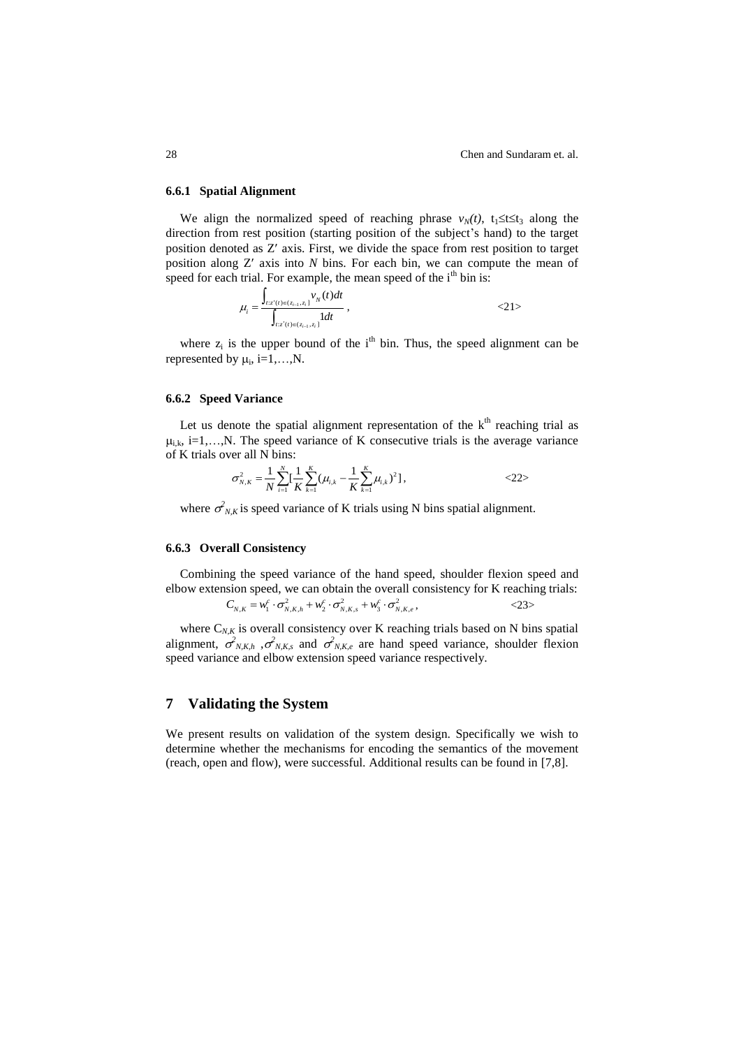### 6.6.1 Spatial Alignment

We align the normalized speed of reaching phrase $v_N(t)$, $t_1 \leq t \leq t_3$ along the direction from rest position (starting position of the subject's hand) to the target position denoted as Z′ axis. First, we divide the space from rest position to target position along Z′ axis into *N* bins. For each bin, we can compute the mean of speed for each trial. For example, the mean speed of the i[th] bin is:

$$\mu_i = \frac{\int_{t:z'(t)\in(z_{i-1},z_i]} v_N(t)dt}{\int_{t:z'(t)\in(z_{i-1},z_i]} 1dt}, \qquad \text{<21>}$$

where $z_i$ is the upper bound of the i[th] bin. Thus, the speed alignment can be represented by $\mu_i$, i=1,…,N.

### 6.6.2 Speed Variance

Let us denote the spatial alignment representation of the k[th] reaching trial as $\mu_{i,k}$, i=1,…,N. The speed variance of K consecutive trials is the average variance of K trials over all N bins:

$$\sigma^2_{N,K} = \frac{1}{N}\sum_{i=1}^{N}\left[\frac{1}{K}\sum_{k=1}^{K}\left(\mu_{i,k} - \frac{1}{K}\sum_{k=1}^{K}\mu_{i,k}\right)^2\right], \qquad \text{<22>}$$

where $\sigma^2_{N,K}$ is speed variance of K trials using N bins spatial alignment.

### 6.6.3 Overall Consistency

Combining the speed variance of the hand speed, shoulder flexion speed and elbow extension speed, we can obtain the overall consistency for K reaching trials:

$$C_{N,K} = w_1^c \cdot \sigma^2_{N,K,h} + w_2^c \cdot \sigma^2_{N,K,s} + w_3^c \cdot \sigma^2_{N,K,e}, \qquad \text{<23>}$$

where $C_{N,K}$ is overall consistency over K reaching trials based on N bins spatial alignment, $\sigma^2_{N,K,h}$, $\sigma^2_{N,K,s}$ and $\sigma^2_{N,K,e}$ are hand speed variance, shoulder flexion speed variance and elbow extension speed variance respectively.

## 7 Validating the System

We present results on validation of the system design. Specifically we wish to determine whether the mechanisms for encoding the semantics of the movement (reach, open and flow), were successful. Additional results can be found in [7,8].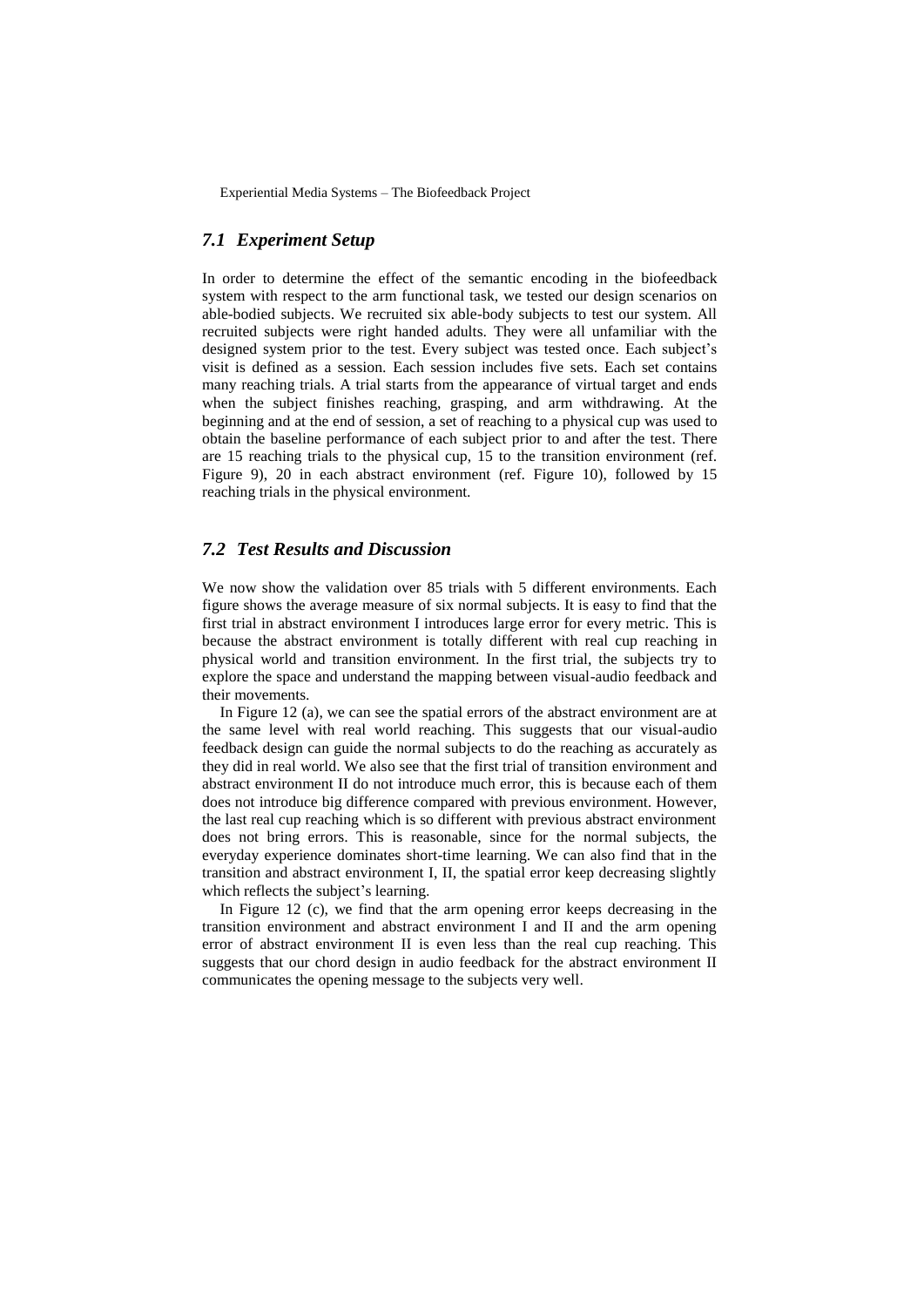### *7.1 Experiment Setup*

In order to determine the effect of the semantic encoding in the biofeedback system with respect to the arm functional task, we tested our design scenarios on able-bodied subjects. We recruited six able-body subjects to test our system. All recruited subjects were right handed adults. They were all unfamiliar with the designed system prior to the test. Every subject was tested once. Each subject's visit is defined as a session. Each session includes five sets. Each set contains many reaching trials. A trial starts from the appearance of virtual target and ends when the subject finishes reaching, grasping, and arm withdrawing. At the beginning and at the end of session, a set of reaching to a physical cup was used to obtain the baseline performance of each subject prior to and after the test. There are 15 reaching trials to the physical cup, 15 to the transition environment (ref. Figure 9), 20 in each abstract environment (ref. Figure 10), followed by 15 reaching trials in the physical environment.

### *7.2 Test Results and Discussion*

We now show the validation over 85 trials with 5 different environments. Each figure shows the average measure of six normal subjects. It is easy to find that the first trial in abstract environment I introduces large error for every metric. This is because the abstract environment is totally different with real cup reaching in physical world and transition environment. In the first trial, the subjects try to explore the space and understand the mapping between visual-audio feedback and their movements.

In Figure 12 (a), we can see the spatial errors of the abstract environment are at the same level with real world reaching. This suggests that our visual-audio feedback design can guide the normal subjects to do the reaching as accurately as they did in real world. We also see that the first trial of transition environment and abstract environment II do not introduce much error, this is because each of them does not introduce big difference compared with previous environment. However, the last real cup reaching which is so different with previous abstract environment does not bring errors. This is reasonable, since for the normal subjects, the everyday experience dominates short-time learning. We can also find that in the transition and abstract environment I, II, the spatial error keep decreasing slightly which reflects the subject's learning.

In Figure 12 (c), we find that the arm opening error keeps decreasing in the transition environment and abstract environment I and II and the arm opening error of abstract environment II is even less than the real cup reaching. This suggests that our chord design in audio feedback for the abstract environment II communicates the opening message to the subjects very well.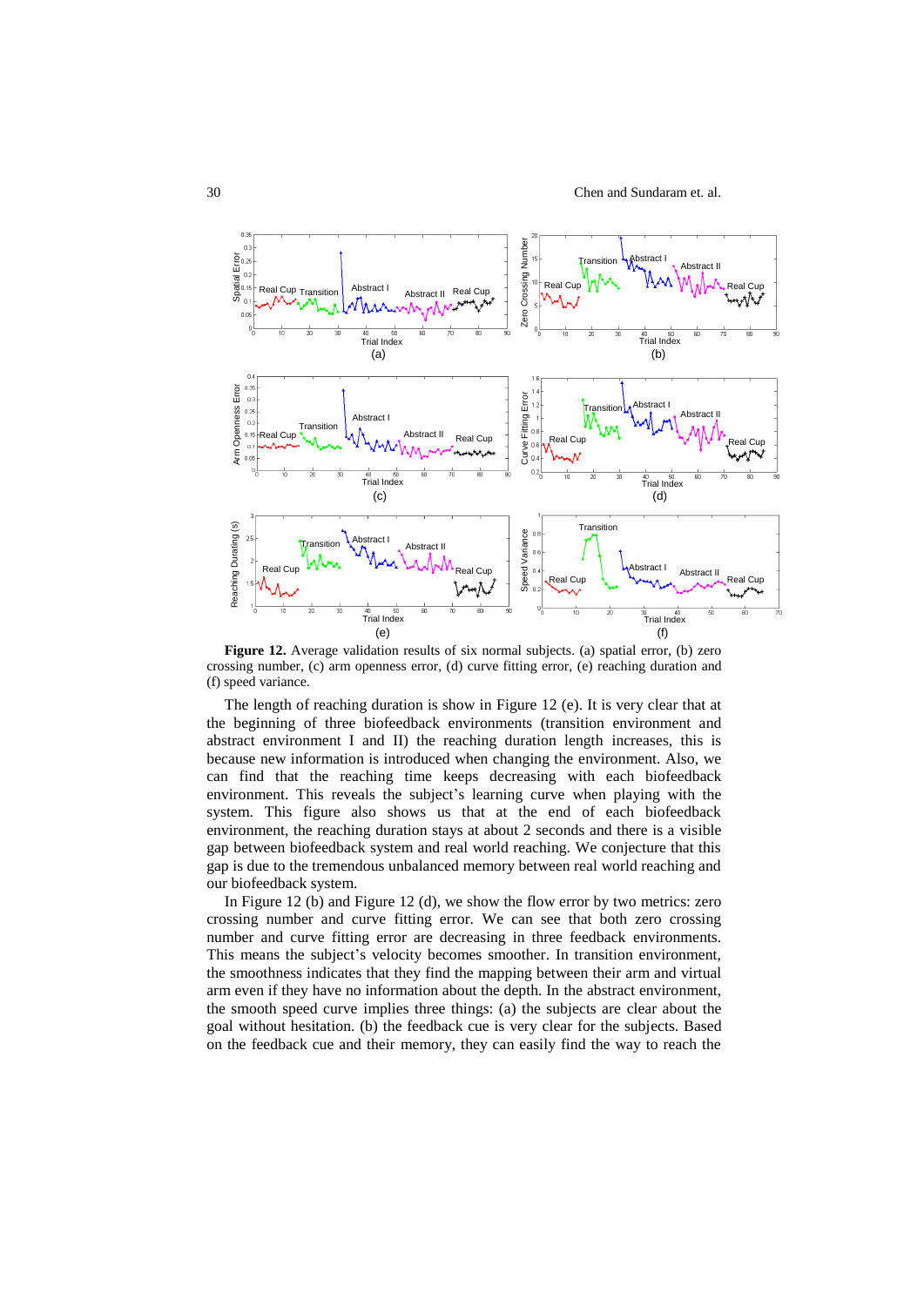**Figure 12.** Average validation results of six normal subjects. (a) spatial error, (b) zero crossing number, (c) arm openness error, (d) curve fitting error, (e) reaching duration and (f) speed variance.

The length of reaching duration is show in Figure 12 (e). It is very clear that at the beginning of three biofeedback environments (transition environment and abstract environment I and II) the reaching duration length increases, this is because new information is introduced when changing the environment. Also, we can find that the reaching time keeps decreasing with each biofeedback environment. This reveals the subject's learning curve when playing with the system. This figure also shows us that at the end of each biofeedback environment, the reaching duration stays at about 2 seconds and there is a visible gap between biofeedback system and real world reaching. We conjecture that this gap is due to the tremendous unbalanced memory between real world reaching and our biofeedback system.

In Figure 12 (b) and Figure 12 (d), we show the flow error by two metrics: zero crossing number and curve fitting error. We can see that both zero crossing number and curve fitting error are decreasing in three feedback environments. This means the subject's velocity becomes smoother. In transition environment, the smoothness indicates that they find the mapping between their arm and virtual arm even if they have no information about the depth. In the abstract environment, the smooth speed curve implies three things: (a) the subjects are clear about the goal without hesitation. (b) the feedback cue is very clear for the subjects. Based on the feedback cue and their memory, they can easily find the way to reach the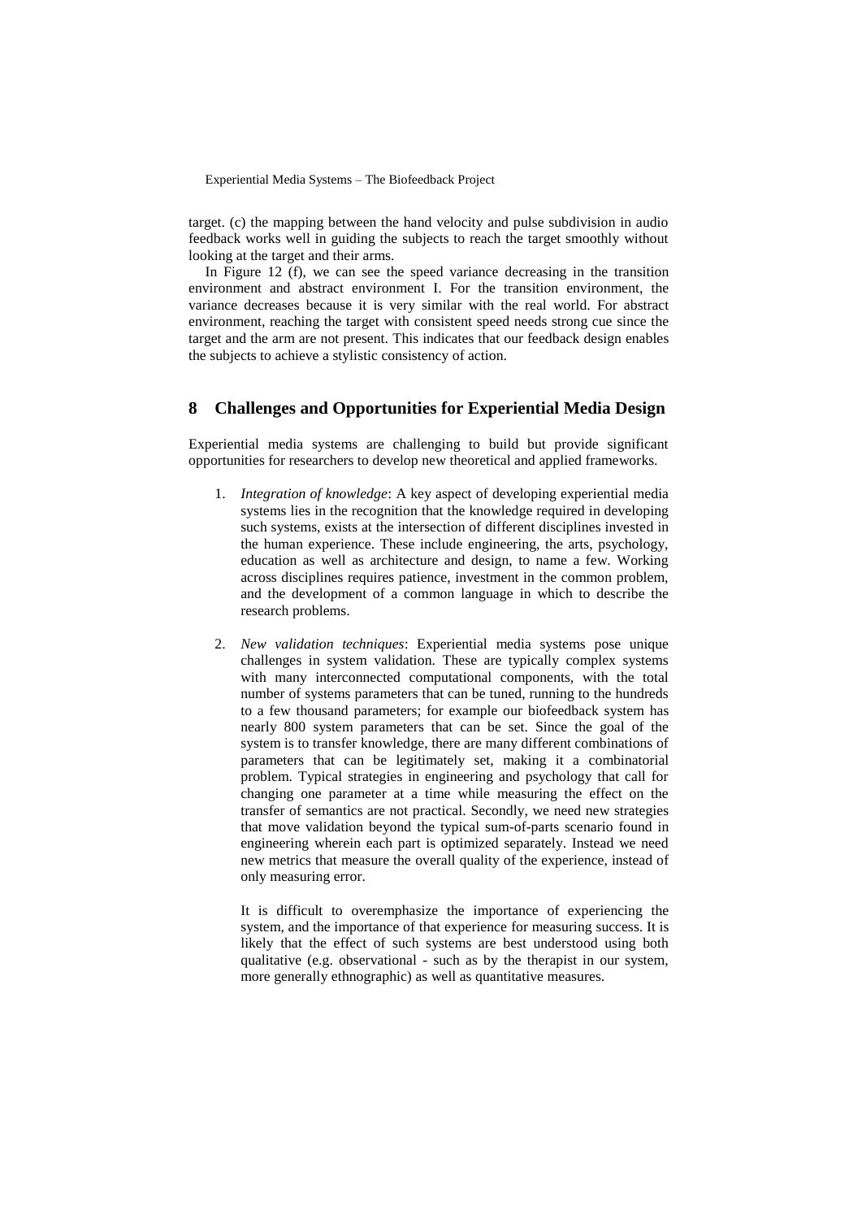target. (c) the mapping between the hand velocity and pulse subdivision in audio feedback works well in guiding the subjects to reach the target smoothly without looking at the target and their arms.

In Figure 12 (f), we can see the speed variance decreasing in the transition environment and abstract environment I. For the transition environment, the variance decreases because it is very similar with the real world. For abstract environment, reaching the target with consistent speed needs strong cue since the target and the arm are not present. This indicates that our feedback design enables the subjects to achieve a stylistic consistency of action.

## 8 Challenges and Opportunities for Experiential Media Design

Experiential media systems are challenging to build but provide significant opportunities for researchers to develop new theoretical and applied frameworks.

1. *Integration of knowledge*: A key aspect of developing experiential media systems lies in the recognition that the knowledge required in developing such systems, exists at the intersection of different disciplines invested in the human experience. These include engineering, the arts, psychology, education as well as architecture and design, to name a few. Working across disciplines requires patience, investment in the common problem, and the development of a common language in which to describe the research problems.

2. *New validation techniques*: Experiential media systems pose unique challenges in system validation. These are typically complex systems with many interconnected computational components, with the total number of systems parameters that can be tuned, running to the hundreds to a few thousand parameters; for example our biofeedback system has nearly 800 system parameters that can be set. Since the goal of the system is to transfer knowledge, there are many different combinations of parameters that can be legitimately set, making it a combinatorial problem. Typical strategies in engineering and psychology that call for changing one parameter at a time while measuring the effect on the transfer of semantics are not practical. Secondly, we need new strategies that move validation beyond the typical sum-of-parts scenario found in engineering wherein each part is optimized separately. Instead we need new metrics that measure the overall quality of the experience, instead of only measuring error.

   It is difficult to overemphasize the importance of experiencing the system, and the importance of that experience for measuring success. It is likely that the effect of such systems are best understood using both qualitative (e.g. observational - such as by the therapist in our system, more generally ethnographic) as well as quantitative measures.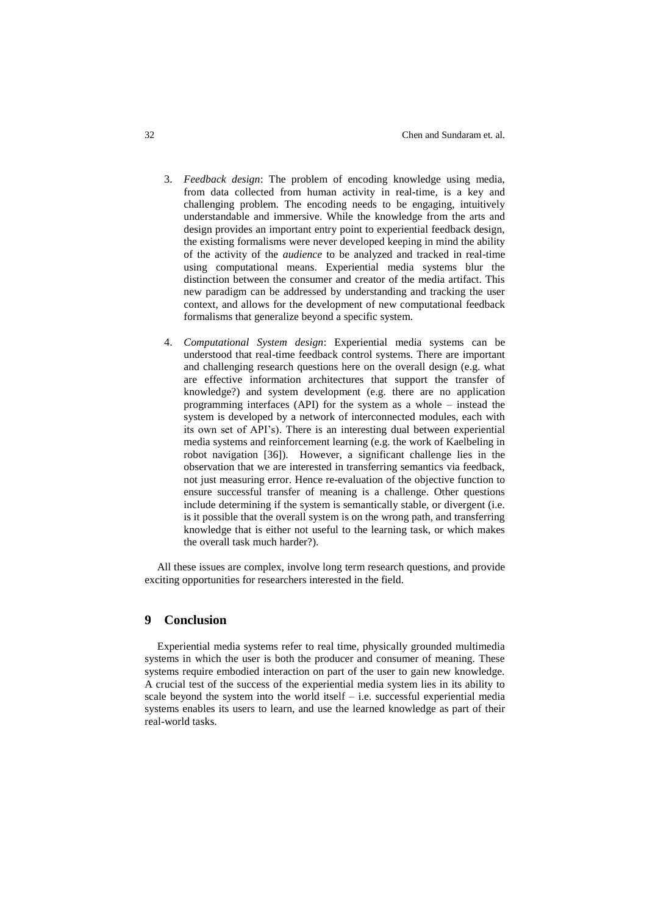3. *Feedback design*: The problem of encoding knowledge using media, from data collected from human activity in real-time, is a key and challenging problem. The encoding needs to be engaging, intuitively understandable and immersive. While the knowledge from the arts and design provides an important entry point to experiential feedback design, the existing formalisms were never developed keeping in mind the ability of the activity of the *audience* to be analyzed and tracked in real-time using computational means. Experiential media systems blur the distinction between the consumer and creator of the media artifact. This new paradigm can be addressed by understanding and tracking the user context, and allows for the development of new computational feedback formalisms that generalize beyond a specific system.

4. *Computational System design*: Experiential media systems can be understood that real-time feedback control systems. There are important and challenging research questions here on the overall design (e.g. what are effective information architectures that support the transfer of knowledge?) and system development (e.g. there are no application programming interfaces (API) for the system as a whole – instead the system is developed by a network of interconnected modules, each with its own set of API's). There is an interesting dual between experiential media systems and reinforcement learning (e.g. the work of Kaelbeling in robot navigation [36]). However, a significant challenge lies in the observation that we are interested in transferring semantics via feedback, not just measuring error. Hence re-evaluation of the objective function to ensure successful transfer of meaning is a challenge. Other questions include determining if the system is semantically stable, or divergent (i.e. is it possible that the overall system is on the wrong path, and transferring knowledge that is either not useful to the learning task, or which makes the overall task much harder?).

All these issues are complex, involve long term research questions, and provide exciting opportunities for researchers interested in the field.

## 9 Conclusion

Experiential media systems refer to real time, physically grounded multimedia systems in which the user is both the producer and consumer of meaning. These systems require embodied interaction on part of the user to gain new knowledge. A crucial test of the success of the experiential media system lies in its ability to scale beyond the system into the world itself – i.e. successful experiential media systems enables its users to learn, and use the learned knowledge as part of their real-world tasks.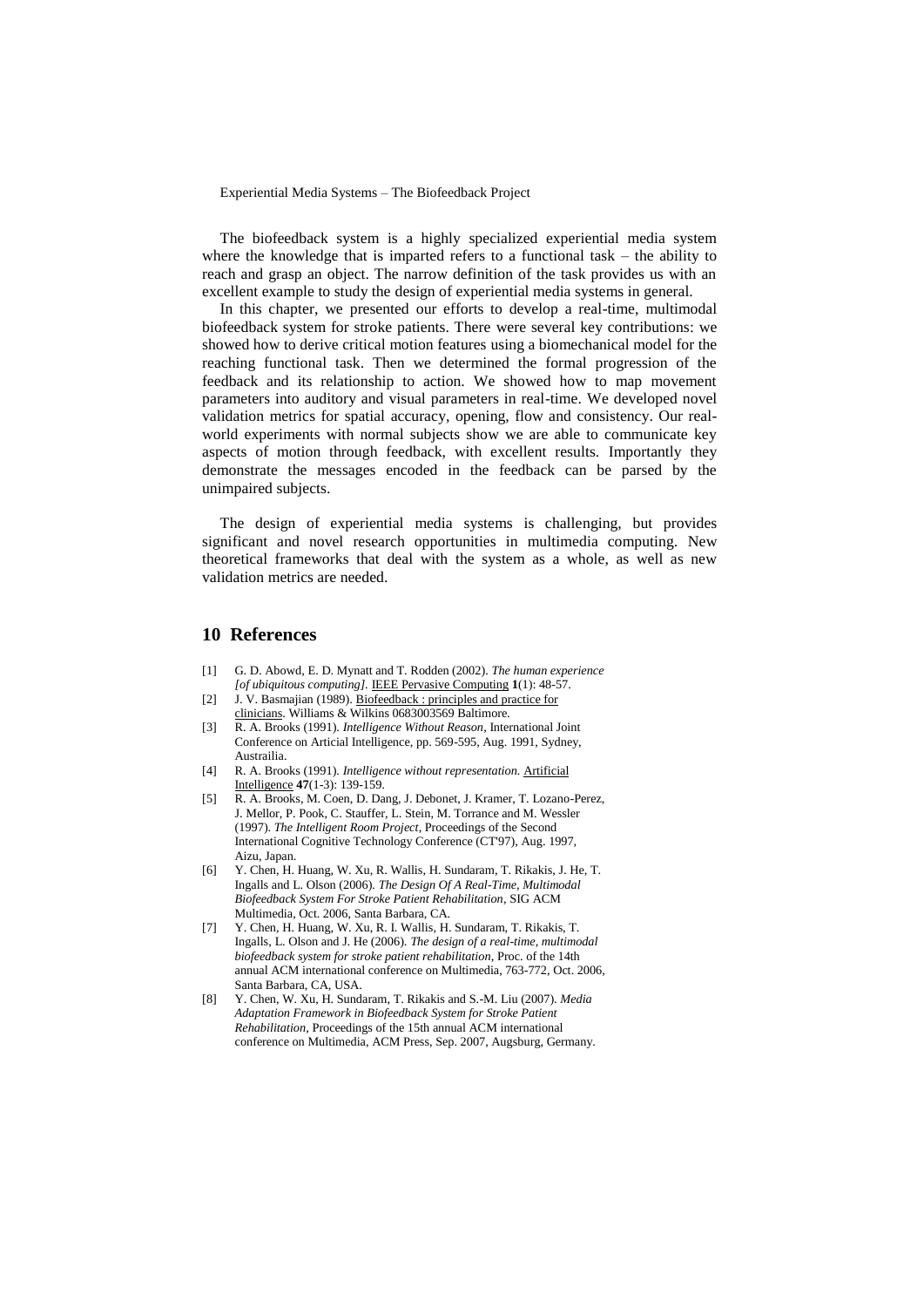The biofeedback system is a highly specialized experiential media system where the knowledge that is imparted refers to a functional task – the ability to reach and grasp an object. The narrow definition of the task provides us with an excellent example to study the design of experiential media systems in general.

In this chapter, we presented our efforts to develop a real-time, multimodal biofeedback system for stroke patients. There were several key contributions: we showed how to derive critical motion features using a biomechanical model for the reaching functional task. Then we determined the formal progression of the feedback and its relationship to action. We showed how to map movement parameters into auditory and visual parameters in real-time. We developed novel validation metrics for spatial accuracy, opening, flow and consistency. Our real-world experiments with normal subjects show we are able to communicate key aspects of motion through feedback, with excellent results. Importantly they demonstrate the messages encoded in the feedback can be parsed by the unimpaired subjects.

The design of experiential media systems is challenging, but provides significant and novel research opportunities in multimedia computing. New theoretical frameworks that deal with the system as a whole, as well as new validation metrics are needed.

## 10 References

[1] G. D. Abowd, E. D. Mynatt and T. Rodden (2002). *The human experience [of ubiquitous computing]*. IEEE Pervasive Computing **1**(1): 48-57.

[2] J. V. Basmajian (1989). Biofeedback : principles and practice for clinicians. Williams & Wilkins 0683003569 Baltimore.

[3] R. A. Brooks (1991). *Intelligence Without Reason*, International Joint Conference on Articial Intelligence, pp. 569-595, Aug. 1991, Sydney, Austrailia.

[4] R. A. Brooks (1991). *Intelligence without representation.* Artificial Intelligence **47**(1-3): 139-159.

[5] R. A. Brooks, M. Coen, D. Dang, J. Debonet, J. Kramer, T. Lozano-Perez, J. Mellor, P. Pook, C. Stauffer, L. Stein, M. Torrance and M. Wessler (1997). *The Intelligent Room Project*, Proceedings of the Second International Cognitive Technology Conference (CT'97), Aug. 1997, Aizu, Japan.

[6] Y. Chen, H. Huang, W. Xu, R. Wallis, H. Sundaram, T. Rikakis, J. He, T. Ingalls and L. Olson (2006). *The Design Of A Real-Time, Multimodal Biofeedback System For Stroke Patient Rehabilitation*, SIG ACM Multimedia, Oct. 2006, Santa Barbara, CA.

[7] Y. Chen, H. Huang, W. Xu, R. I. Wallis, H. Sundaram, T. Rikakis, T. Ingalls, L. Olson and J. He (2006). *The design of a real-time, multimodal biofeedback system for stroke patient rehabilitation*, Proc. of the 14th annual ACM international conference on Multimedia, 763-772, Oct. 2006, Santa Barbara, CA, USA.

[8] Y. Chen, W. Xu, H. Sundaram, T. Rikakis and S.-M. Liu (2007). *Media Adaptation Framework in Biofeedback System for Stroke Patient Rehabilitation*, Proceedings of the 15th annual ACM international conference on Multimedia, ACM Press, Sep. 2007, Augsburg, Germany.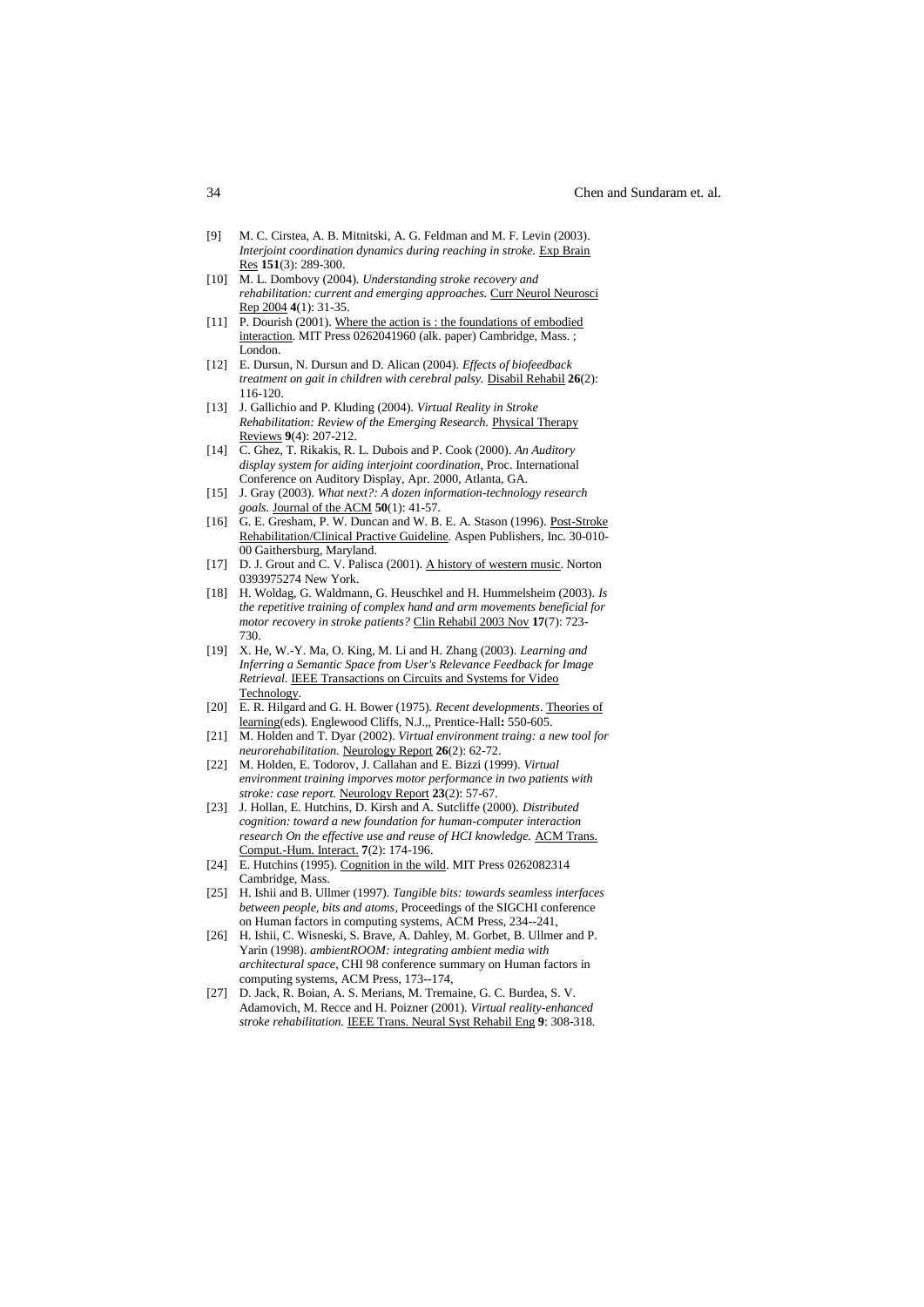[9] M. C. Cirstea, A. B. Mitnitski, A. G. Feldman and M. F. Levin (2003). *Interjoint coordination dynamics during reaching in stroke.* Exp Brain Res **151**(3): 289-300.

[10] M. L. Dombovy (2004). *Understanding stroke recovery and rehabilitation: current and emerging approaches.* Curr Neurol Neurosci Rep 2004 **4**(1): 31-35.

[11] P. Dourish (2001). Where the action is : the foundations of embodied interaction. MIT Press 0262041960 (alk. paper) Cambridge, Mass. ; London.

[12] E. Dursun, N. Dursun and D. Alican (2004). *Effects of biofeedback treatment on gait in children with cerebral palsy.* Disabil Rehabil **26**(2): 116-120.

[13] J. Gallichio and P. Kluding (2004). *Virtual Reality in Stroke Rehabilitation: Review of the Emerging Research.* Physical Therapy Reviews **9**(4): 207-212.

[14] C. Ghez, T. Rikakis, R. L. Dubois and P. Cook (2000). *An Auditory display system for aiding interjoint coordination*, Proc. International Conference on Auditory Display, Apr. 2000, Atlanta, GA.

[15] J. Gray (2003). *What next?: A dozen information-technology research goals.* Journal of the ACM **50**(1): 41-57.

[16] G. E. Gresham, P. W. Duncan and W. B. E. A. Stason (1996). Post-Stroke Rehabilitation/Clinical Practive Guideline. Aspen Publishers, Inc. 30-010-00 Gaithersburg, Maryland.

[17] D. J. Grout and C. V. Palisca (2001). A history of western music. Norton 0393975274 New York.

[18] H. Woldag, G. Waldmann, G. Heuschkel and H. Hummelsheim (2003). *Is the repetitive training of complex hand and arm movements beneficial for motor recovery in stroke patients?* Clin Rehabil 2003 Nov **17**(7): 723-730.

[19] X. He, W.-Y. Ma, O. King, M. Li and H. Zhang (2003). *Learning and Inferring a Semantic Space from User's Relevance Feedback for Image Retrieval.* IEEE Transactions on Circuits and Systems for Video Technology.

[20] E. R. Hilgard and G. H. Bower (1975). *Recent developments*. Theories of learning(eds). Englewood Cliffs, N.J.,, Prentice-Hall**:** 550-605.

[21] M. Holden and T. Dyar (2002). *Virtual environment traing: a new tool for neurorehabilitation.* Neurology Report **26**(2): 62-72.

[22] M. Holden, E. Todorov, J. Callahan and E. Bizzi (1999). *Virtual environment training imporves motor performance in two patients with stroke: case report.* Neurology Report **23**(2): 57-67.

[23] J. Hollan, E. Hutchins, D. Kirsh and A. Sutcliffe (2000). *Distributed cognition: toward a new foundation for human-computer interaction research On the effective use and reuse of HCI knowledge.* ACM Trans. Comput.-Hum. Interact. **7**(2): 174-196.

[24] E. Hutchins (1995). Cognition in the wild. MIT Press 0262082314 Cambridge, Mass.

[25] H. Ishii and B. Ullmer (1997). *Tangible bits: towards seamless interfaces between people, bits and atoms*, Proceedings of the SIGCHI conference on Human factors in computing systems, ACM Press, 234--241,

[26] H. Ishii, C. Wisneski, S. Brave, A. Dahley, M. Gorbet, B. Ullmer and P. Yarin (1998). *ambientROOM: integrating ambient media with architectural space*, CHI 98 conference summary on Human factors in computing systems, ACM Press, 173--174,

[27] D. Jack, R. Boian, A. S. Merians, M. Tremaine, G. C. Burdea, S. V. Adamovich, M. Recce and H. Poizner (2001). *Virtual reality-enhanced stroke rehabilitation.* IEEE Trans. Neural Syst Rehabil Eng **9**: 308-318.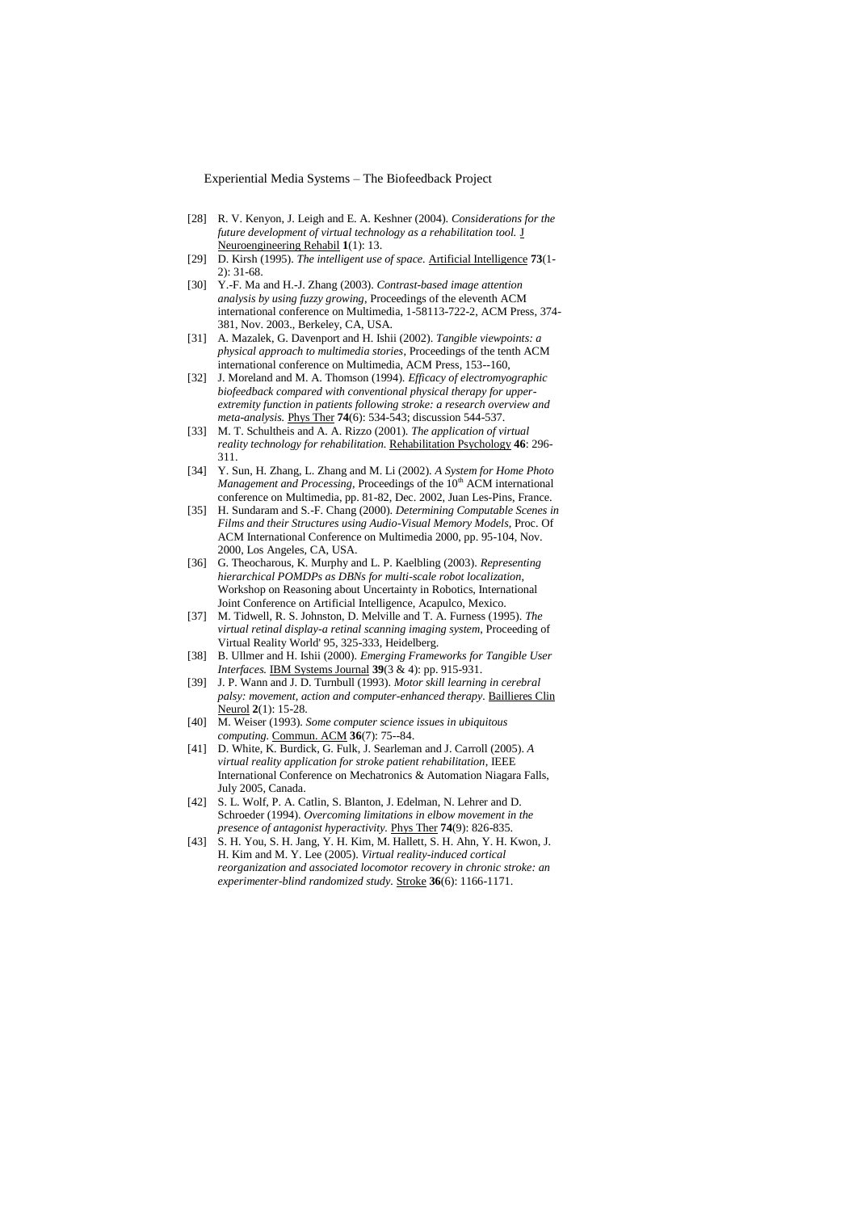[28] R. V. Kenyon, J. Leigh and E. A. Keshner (2004). *Considerations for the future development of virtual technology as a rehabilitation tool.* J Neuroengineering Rehabil **1**(1): 13.

[29] D. Kirsh (1995). *The intelligent use of space.* Artificial Intelligence **73**(1-2): 31-68.

[30] Y.-F. Ma and H.-J. Zhang (2003). *Contrast-based image attention analysis by using fuzzy growing*, Proceedings of the eleventh ACM international conference on Multimedia, 1-58113-722-2, ACM Press, 374-381, Nov. 2003., Berkeley, CA, USA.

[31] A. Mazalek, G. Davenport and H. Ishii (2002). *Tangible viewpoints: a physical approach to multimedia stories*, Proceedings of the tenth ACM international conference on Multimedia, ACM Press, 153--160,

[32] J. Moreland and M. A. Thomson (1994). *Efficacy of electromyographic biofeedback compared with conventional physical therapy for upper-extremity function in patients following stroke: a research overview and meta-analysis.* Phys Ther **74**(6): 534-543; discussion 544-537.

[33] M. T. Schultheis and A. A. Rizzo (2001). *The application of virtual reality technology for rehabilitation.* Rehabilitation Psychology **46**: 296-311.

[34] Y. Sun, H. Zhang, L. Zhang and M. Li (2002). *A System for Home Photo Management and Processing*, Proceedings of the 10th ACM international conference on Multimedia, pp. 81-82, Dec. 2002, Juan Les-Pins, France.

[35] H. Sundaram and S.-F. Chang (2000). *Determining Computable Scenes in Films and their Structures using Audio-Visual Memory Models*, Proc. Of ACM International Conference on Multimedia 2000, pp. 95-104, Nov. 2000, Los Angeles, CA, USA.

[36] G. Theocharous, K. Murphy and L. P. Kaelbling (2003). *Representing hierarchical POMDPs as DBNs for multi-scale robot localization*, Workshop on Reasoning about Uncertainty in Robotics, International Joint Conference on Artificial Intelligence, Acapulco, Mexico.

[37] M. Tidwell, R. S. Johnston, D. Melville and T. A. Furness (1995). *The virtual retinal display-a retinal scanning imaging system*, Proceeding of Virtual Reality World' 95, 325-333, Heidelberg.

[38] B. Ullmer and H. Ishii (2000). *Emerging Frameworks for Tangible User Interfaces.* IBM Systems Journal **39**(3 & 4): pp. 915-931.

[39] J. P. Wann and J. D. Turnbull (1993). *Motor skill learning in cerebral palsy: movement, action and computer-enhanced therapy.* Baillieres Clin Neurol **2**(1): 15-28.

[40] M. Weiser (1993). *Some computer science issues in ubiquitous computing.* Commun. ACM **36**(7): 75--84.

[41] D. White, K. Burdick, G. Fulk, J. Searleman and J. Carroll (2005). *A virtual reality application for stroke patient rehabilitation*, IEEE International Conference on Mechatronics & Automation Niagara Falls, July 2005, Canada.

[42] S. L. Wolf, P. A. Catlin, S. Blanton, J. Edelman, N. Lehrer and D. Schroeder (1994). *Overcoming limitations in elbow movement in the presence of antagonist hyperactivity.* Phys Ther **74**(9): 826-835.

[43] S. H. You, S. H. Jang, Y. H. Kim, M. Hallett, S. H. Ahn, Y. H. Kwon, J. H. Kim and M. Y. Lee (2005). *Virtual reality-induced cortical reorganization and associated locomotor recovery in chronic stroke: an experimenter-blind randomized study.* Stroke **36**(6): 1166-1171.